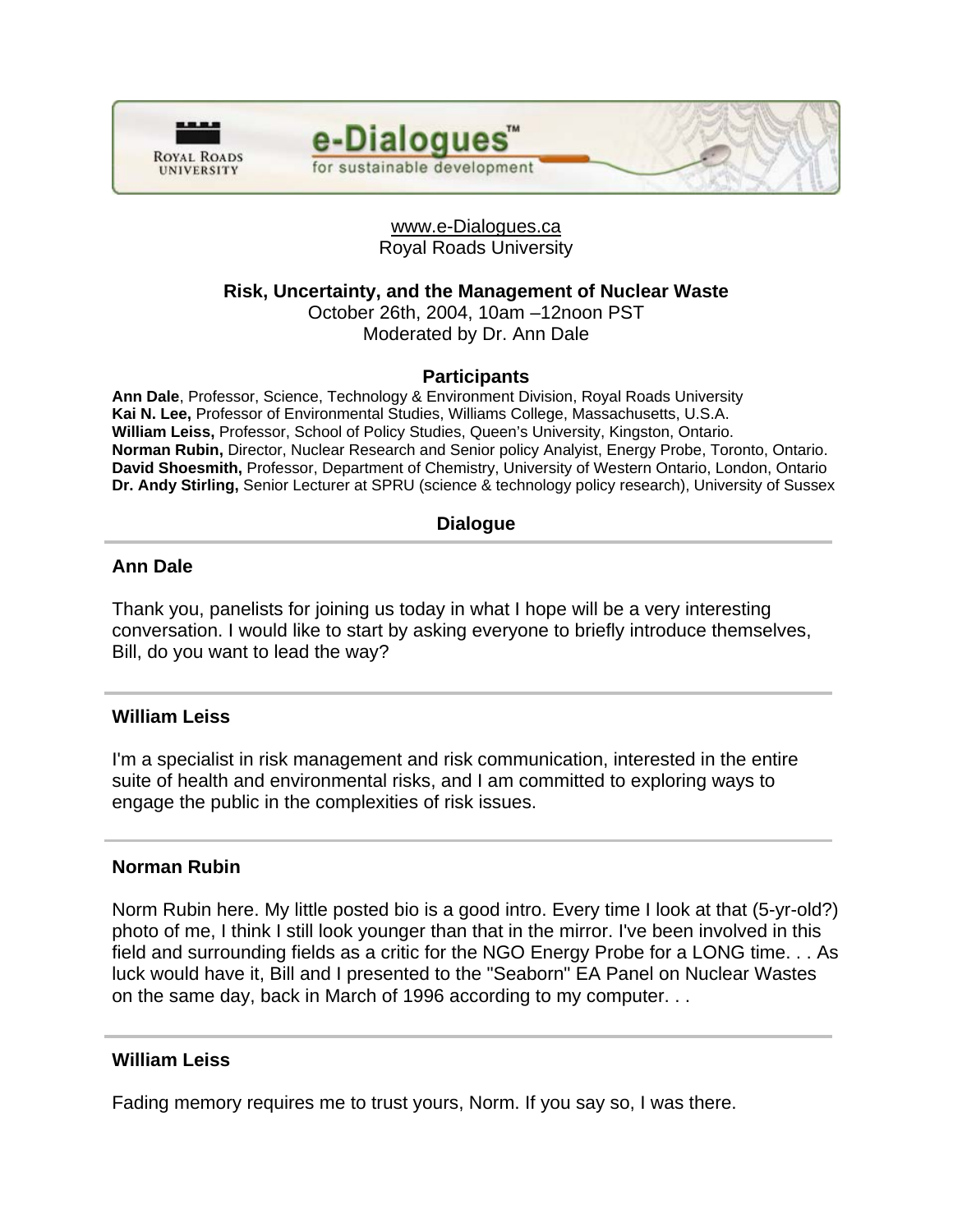www.e-Dialogues.ca
Royal Roads University

# Risk, Uncertainty, and the Management of Nuclear Waste

October 26th, 2004, 10am –12noon PST
Moderated by Dr. Ann Dale

## Participants

**Ann Dale**, Professor, Science, Technology & Environment Division, Royal Roads University
**Kai N. Lee,** Professor of Environmental Studies, Williams College, Massachusetts, U.S.A.
**William Leiss,** Professor, School of Policy Studies, Queen's University, Kingston, Ontario.
**Norman Rubin,** Director, Nuclear Research and Senior policy Analyist, Energy Probe, Toronto, Ontario.
**David Shoesmith,** Professor, Department of Chemistry, University of Western Ontario, London, Ontario
**Dr. Andy Stirling,** Senior Lecturer at SPRU (science & technology policy research), University of Sussex

## Dialogue

---

### Ann Dale

Thank you, panelists for joining us today in what I hope will be a very interesting conversation. I would like to start by asking everyone to briefly introduce themselves, Bill, do you want to lead the way?

---

### William Leiss

I'm a specialist in risk management and risk communication, interested in the entire suite of health and environmental risks, and I am committed to exploring ways to engage the public in the complexities of risk issues.

---

### Norman Rubin

Norm Rubin here. My little posted bio is a good intro. Every time I look at that (5-yr-old?) photo of me, I think I still look younger than that in the mirror. I've been involved in this field and surrounding fields as a critic for the NGO Energy Probe for a LONG time. . . As luck would have it, Bill and I presented to the "Seaborn" EA Panel on Nuclear Wastes on the same day, back in March of 1996 according to my computer. . .

---

### William Leiss

Fading memory requires me to trust yours, Norm. If you say so, I was there.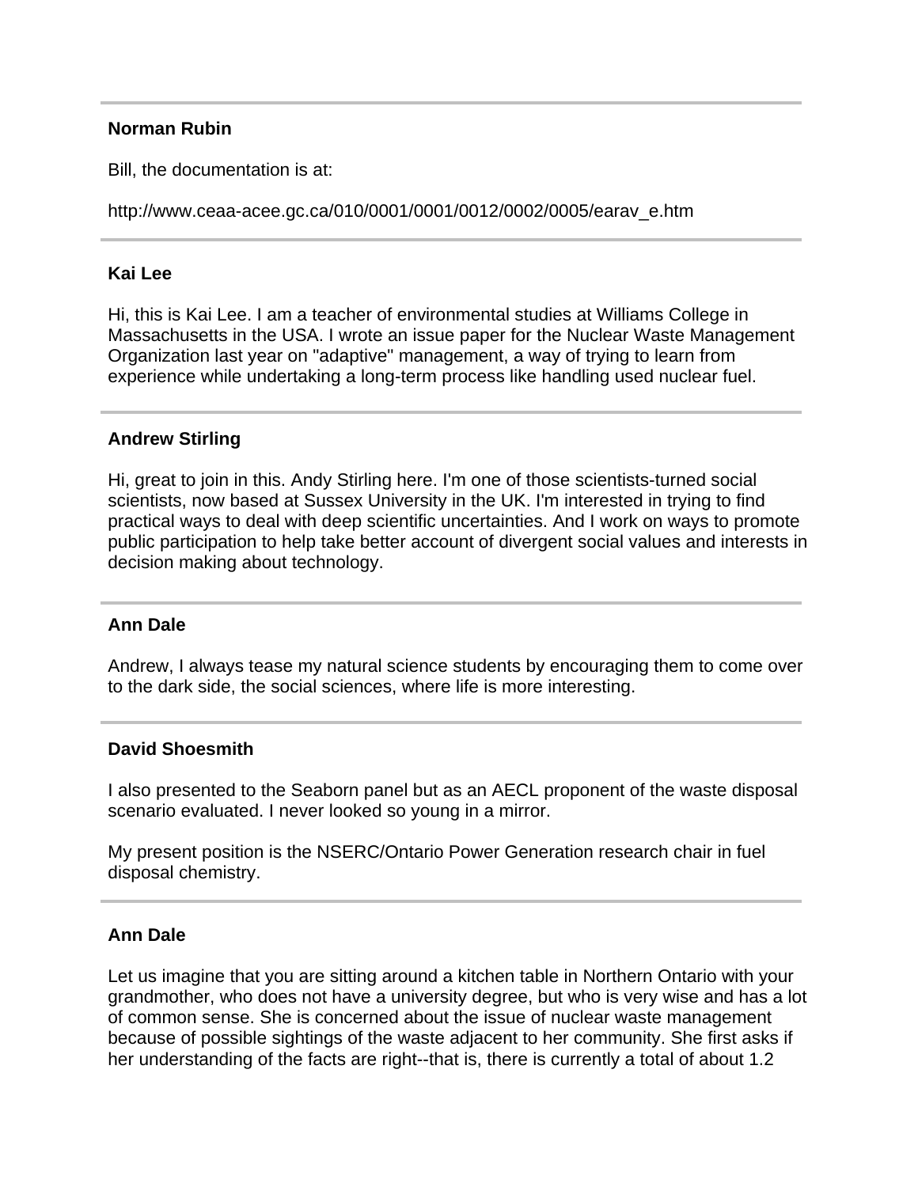---

**Norman Rubin**

Bill, the documentation is at:

http://www.ceaa-acee.gc.ca/010/0001/0001/0012/0002/0005/earav_e.htm

---

**Kai Lee**

Hi, this is Kai Lee. I am a teacher of environmental studies at Williams College in Massachusetts in the USA. I wrote an issue paper for the Nuclear Waste Management Organization last year on "adaptive" management, a way of trying to learn from experience while undertaking a long-term process like handling used nuclear fuel.

---

**Andrew Stirling**

Hi, great to join in this. Andy Stirling here. I'm one of those scientists-turned social scientists, now based at Sussex University in the UK. I'm interested in trying to find practical ways to deal with deep scientific uncertainties. And I work on ways to promote public participation to help take better account of divergent social values and interests in decision making about technology.

---

**Ann Dale**

Andrew, I always tease my natural science students by encouraging them to come over to the dark side, the social sciences, where life is more interesting.

---

**David Shoesmith**

I also presented to the Seaborn panel but as an AECL proponent of the waste disposal scenario evaluated. I never looked so young in a mirror.

My present position is the NSERC/Ontario Power Generation research chair in fuel disposal chemistry.

---

**Ann Dale**

Let us imagine that you are sitting around a kitchen table in Northern Ontario with your grandmother, who does not have a university degree, but who is very wise and has a lot of common sense. She is concerned about the issue of nuclear waste management because of possible sightings of the waste adjacent to her community. She first asks if her understanding of the facts are right--that is, there is currently a total of about 1.2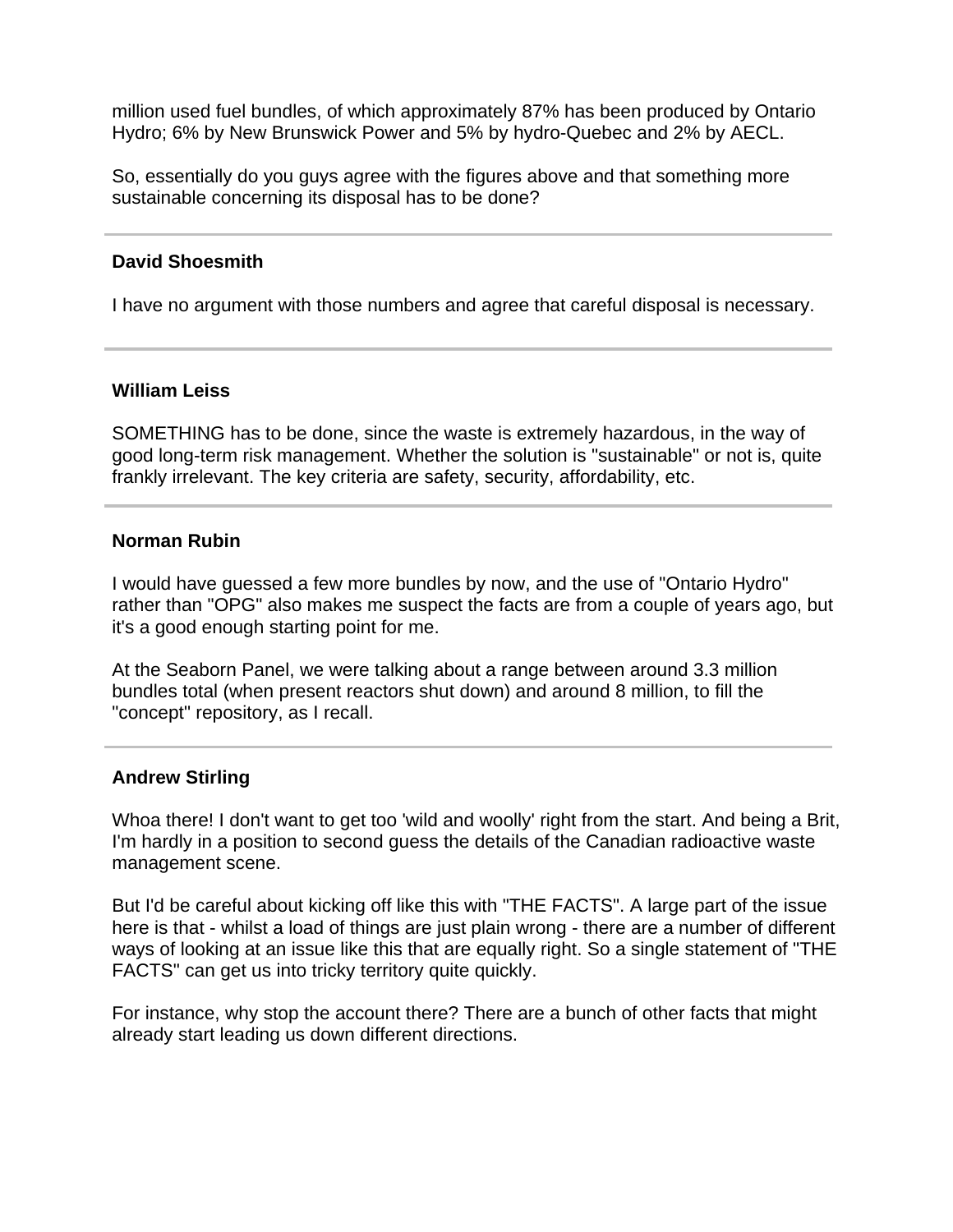million used fuel bundles, of which approximately 87% has been produced by Ontario Hydro; 6% by New Brunswick Power and 5% by hydro-Quebec and 2% by AECL.

So, essentially do you guys agree with the figures above and that something more sustainable concerning its disposal has to be done?

---

**David Shoesmith**

I have no argument with those numbers and agree that careful disposal is necessary.

---

**William Leiss**

SOMETHING has to be done, since the waste is extremely hazardous, in the way of good long-term risk management. Whether the solution is "sustainable" or not is, quite frankly irrelevant. The key criteria are safety, security, affordability, etc.

---

**Norman Rubin**

I would have guessed a few more bundles by now, and the use of "Ontario Hydro" rather than "OPG" also makes me suspect the facts are from a couple of years ago, but it's a good enough starting point for me.

At the Seaborn Panel, we were talking about a range between around 3.3 million bundles total (when present reactors shut down) and around 8 million, to fill the "concept" repository, as I recall.

---

**Andrew Stirling**

Whoa there! I don't want to get too 'wild and woolly' right from the start. And being a Brit, I'm hardly in a position to second guess the details of the Canadian radioactive waste management scene.

But I'd be careful about kicking off like this with "THE FACTS". A large part of the issue here is that - whilst a load of things are just plain wrong - there are a number of different ways of looking at an issue like this that are equally right. So a single statement of "THE FACTS" can get us into tricky territory quite quickly.

For instance, why stop the account there? There are a bunch of other facts that might already start leading us down different directions.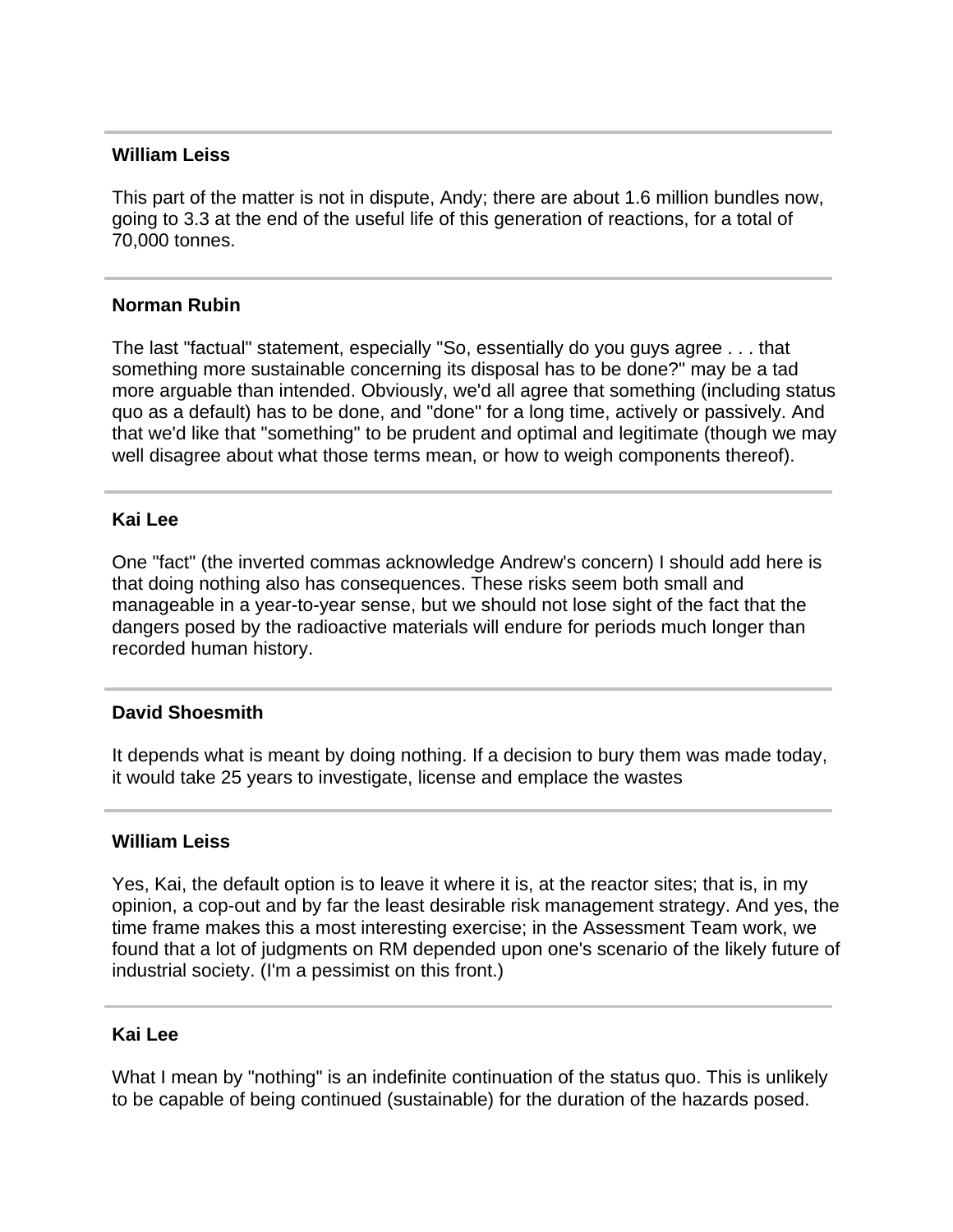---

**William Leiss**

This part of the matter is not in dispute, Andy; there are about 1.6 million bundles now, going to 3.3 at the end of the useful life of this generation of reactions, for a total of 70,000 tonnes.

---

**Norman Rubin**

The last "factual" statement, especially "So, essentially do you guys agree . . . that something more sustainable concerning its disposal has to be done?" may be a tad more arguable than intended. Obviously, we'd all agree that something (including status quo as a default) has to be done, and "done" for a long time, actively or passively. And that we'd like that "something" to be prudent and optimal and legitimate (though we may well disagree about what those terms mean, or how to weigh components thereof).

---

**Kai Lee**

One "fact" (the inverted commas acknowledge Andrew's concern) I should add here is that doing nothing also has consequences. These risks seem both small and manageable in a year-to-year sense, but we should not lose sight of the fact that the dangers posed by the radioactive materials will endure for periods much longer than recorded human history.

---

**David Shoesmith**

It depends what is meant by doing nothing. If a decision to bury them was made today, it would take 25 years to investigate, license and emplace the wastes

---

**William Leiss**

Yes, Kai, the default option is to leave it where it is, at the reactor sites; that is, in my opinion, a cop-out and by far the least desirable risk management strategy. And yes, the time frame makes this a most interesting exercise; in the Assessment Team work, we found that a lot of judgments on RM depended upon one's scenario of the likely future of industrial society. (I'm a pessimist on this front.)

---

**Kai Lee**

What I mean by "nothing" is an indefinite continuation of the status quo. This is unlikely to be capable of being continued (sustainable) for the duration of the hazards posed.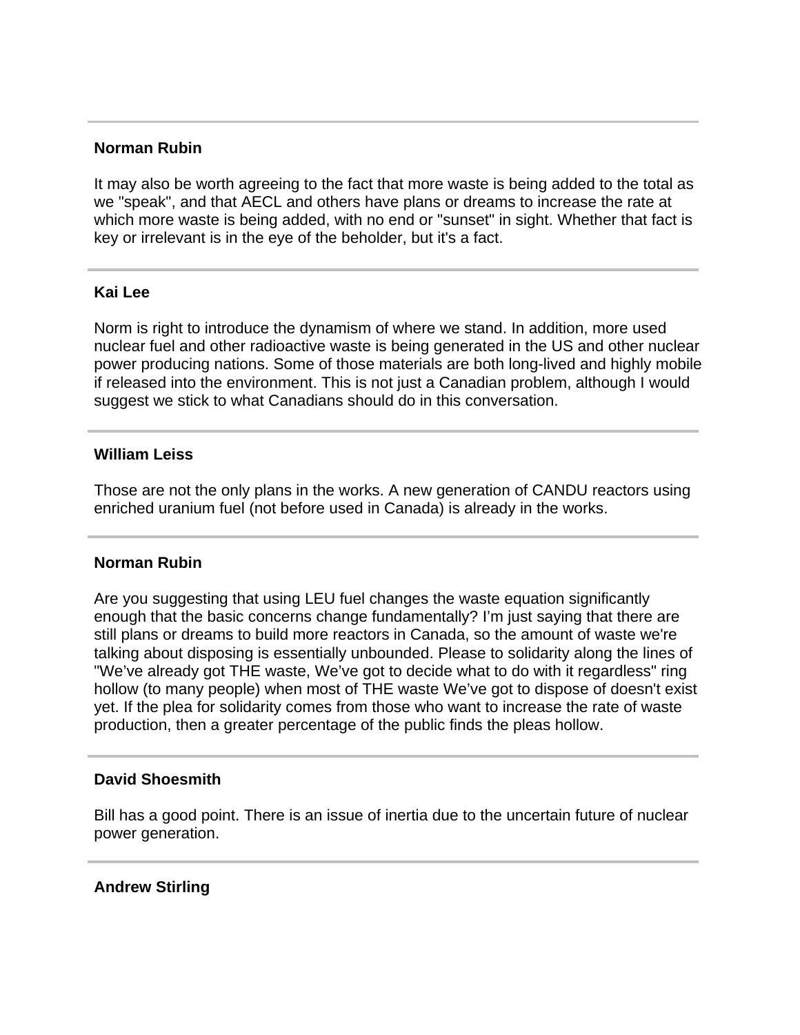---

**Norman Rubin**

It may also be worth agreeing to the fact that more waste is being added to the total as we "speak", and that AECL and others have plans or dreams to increase the rate at which more waste is being added, with no end or "sunset" in sight. Whether that fact is key or irrelevant is in the eye of the beholder, but it's a fact.

---

**Kai Lee**

Norm is right to introduce the dynamism of where we stand. In addition, more used nuclear fuel and other radioactive waste is being generated in the US and other nuclear power producing nations. Some of those materials are both long-lived and highly mobile if released into the environment. This is not just a Canadian problem, although I would suggest we stick to what Canadians should do in this conversation.

---

**William Leiss**

Those are not the only plans in the works. A new generation of CANDU reactors using enriched uranium fuel (not before used in Canada) is already in the works.

---

**Norman Rubin**

Are you suggesting that using LEU fuel changes the waste equation significantly enough that the basic concerns change fundamentally? I'm just saying that there are still plans or dreams to build more reactors in Canada, so the amount of waste we're talking about disposing is essentially unbounded. Please to solidarity along the lines of "We've already got THE waste, We've got to decide what to do with it regardless" ring hollow (to many people) when most of THE waste We've got to dispose of doesn't exist yet. If the plea for solidarity comes from those who want to increase the rate of waste production, then a greater percentage of the public finds the pleas hollow.

---

**David Shoesmith**

Bill has a good point. There is an issue of inertia due to the uncertain future of nuclear power generation.

---

**Andrew Stirling**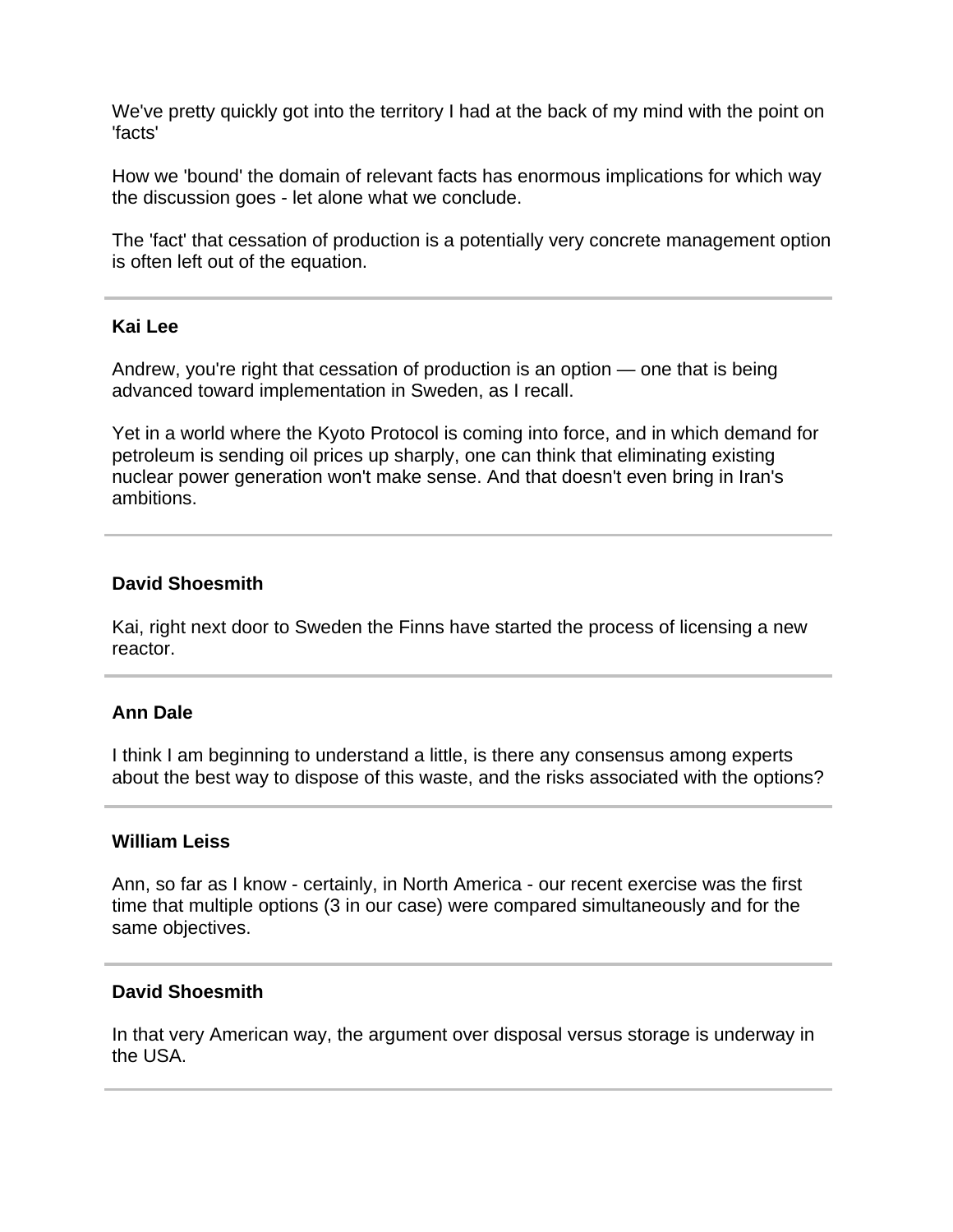We've pretty quickly got into the territory I had at the back of my mind with the point on 'facts'

How we 'bound' the domain of relevant facts has enormous implications for which way the discussion goes - let alone what we conclude.

The 'fact' that cessation of production is a potentially very concrete management option is often left out of the equation.

---

**Kai Lee**

Andrew, you're right that cessation of production is an option — one that is being advanced toward implementation in Sweden, as I recall.

Yet in a world where the Kyoto Protocol is coming into force, and in which demand for petroleum is sending oil prices up sharply, one can think that eliminating existing nuclear power generation won't make sense. And that doesn't even bring in Iran's ambitions.

---

**David Shoesmith**

Kai, right next door to Sweden the Finns have started the process of licensing a new reactor.

---

**Ann Dale**

I think I am beginning to understand a little, is there any consensus among experts about the best way to dispose of this waste, and the risks associated with the options?

---

**William Leiss**

Ann, so far as I know - certainly, in North America - our recent exercise was the first time that multiple options (3 in our case) were compared simultaneously and for the same objectives.

---

**David Shoesmith**

In that very American way, the argument over disposal versus storage is underway in the USA.

---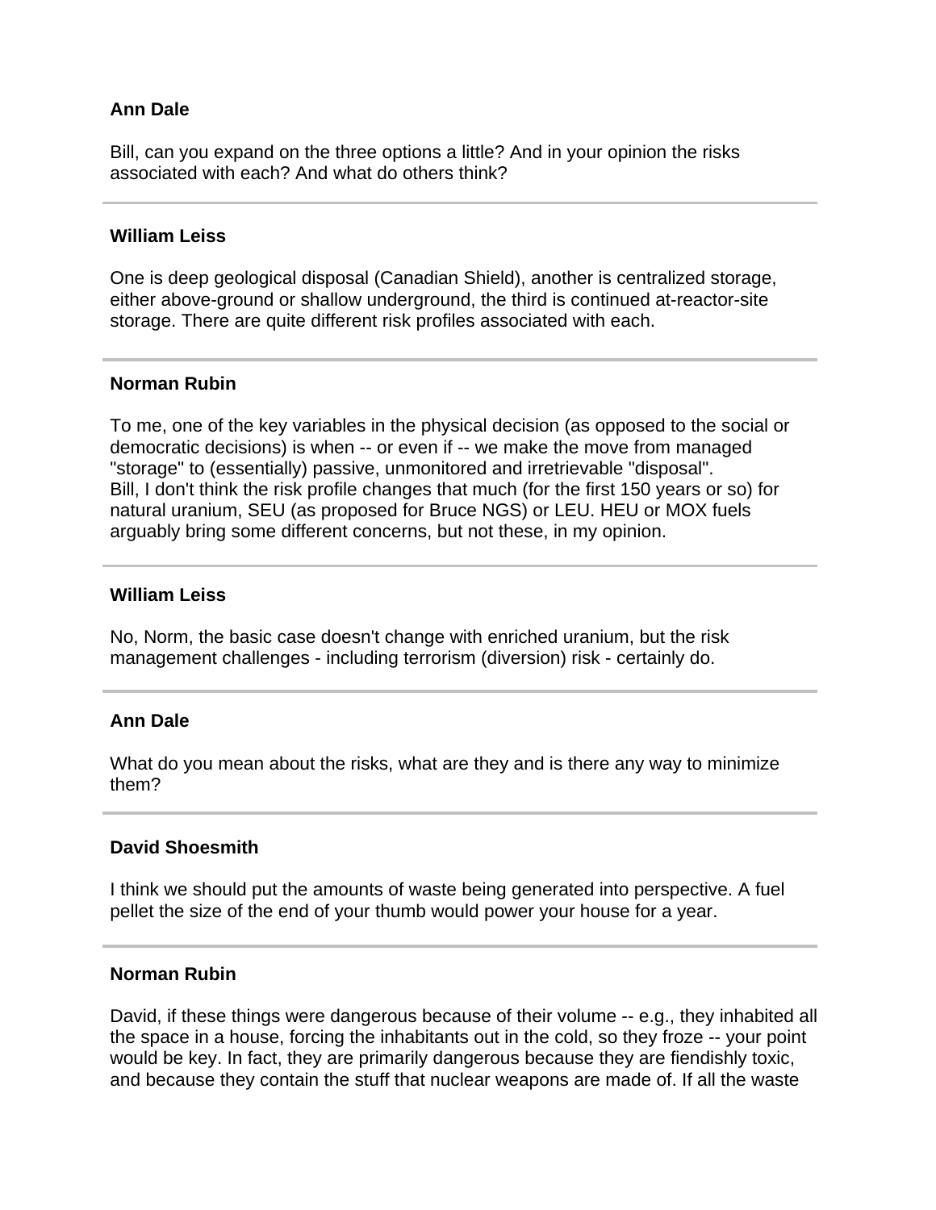**Ann Dale**

Bill, can you expand on the three options a little? And in your opinion the risks associated with each? And what do others think?

---

**William Leiss**

One is deep geological disposal (Canadian Shield), another is centralized storage, either above-ground or shallow underground, the third is continued at-reactor-site storage. There are quite different risk profiles associated with each.

---

**Norman Rubin**

To me, one of the key variables in the physical decision (as opposed to the social or democratic decisions) is when -- or even if -- we make the move from managed "storage" to (essentially) passive, unmonitored and irretrievable "disposal".
Bill, I don't think the risk profile changes that much (for the first 150 years or so) for natural uranium, SEU (as proposed for Bruce NGS) or LEU. HEU or MOX fuels arguably bring some different concerns, but not these, in my opinion.

---

**William Leiss**

No, Norm, the basic case doesn't change with enriched uranium, but the risk management challenges - including terrorism (diversion) risk - certainly do.

---

**Ann Dale**

What do you mean about the risks, what are they and is there any way to minimize them?

---

**David Shoesmith**

I think we should put the amounts of waste being generated into perspective. A fuel pellet the size of the end of your thumb would power your house for a year.

---

**Norman Rubin**

David, if these things were dangerous because of their volume -- e.g., they inhabited all the space in a house, forcing the inhabitants out in the cold, so they froze -- your point would be key. In fact, they are primarily dangerous because they are fiendishly toxic, and because they contain the stuff that nuclear weapons are made of. If all the waste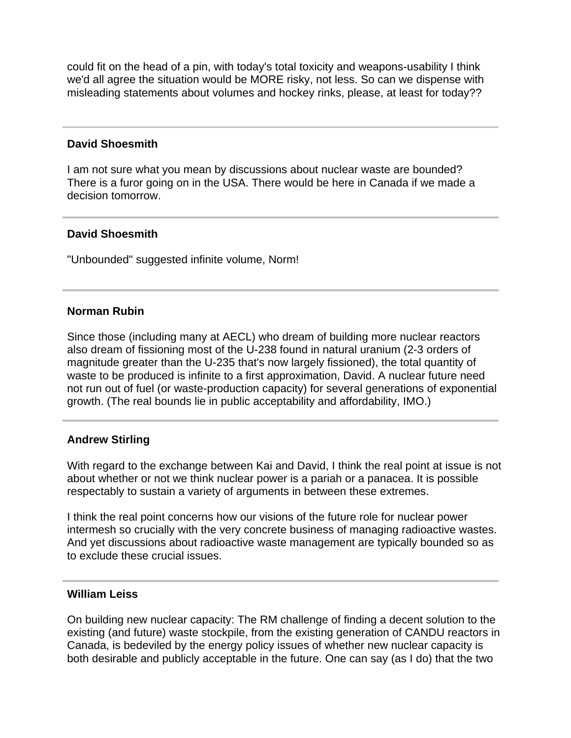could fit on the head of a pin, with today's total toxicity and weapons-usability I think we'd all agree the situation would be MORE risky, not less. So can we dispense with misleading statements about volumes and hockey rinks, please, at least for today??

---

**David Shoesmith**

I am not sure what you mean by discussions about nuclear waste are bounded? There is a furor going on in the USA. There would be here in Canada if we made a decision tomorrow.

---

**David Shoesmith**

"Unbounded" suggested infinite volume, Norm!

---

**Norman Rubin**

Since those (including many at AECL) who dream of building more nuclear reactors also dream of fissioning most of the U-238 found in natural uranium (2-3 orders of magnitude greater than the U-235 that's now largely fissioned), the total quantity of waste to be produced is infinite to a first approximation, David. A nuclear future need not run out of fuel (or waste-production capacity) for several generations of exponential growth. (The real bounds lie in public acceptability and affordability, IMO.)

---

**Andrew Stirling**

With regard to the exchange between Kai and David, I think the real point at issue is not about whether or not we think nuclear power is a pariah or a panacea. It is possible respectably to sustain a variety of arguments in between these extremes.

I think the real point concerns how our visions of the future role for nuclear power intermesh so crucially with the very concrete business of managing radioactive wastes. And yet discussions about radioactive waste management are typically bounded so as to exclude these crucial issues.

---

**William Leiss**

On building new nuclear capacity: The RM challenge of finding a decent solution to the existing (and future) waste stockpile, from the existing generation of CANDU reactors in Canada, is bedeviled by the energy policy issues of whether new nuclear capacity is both desirable and publicly acceptable in the future. One can say (as I do) that the two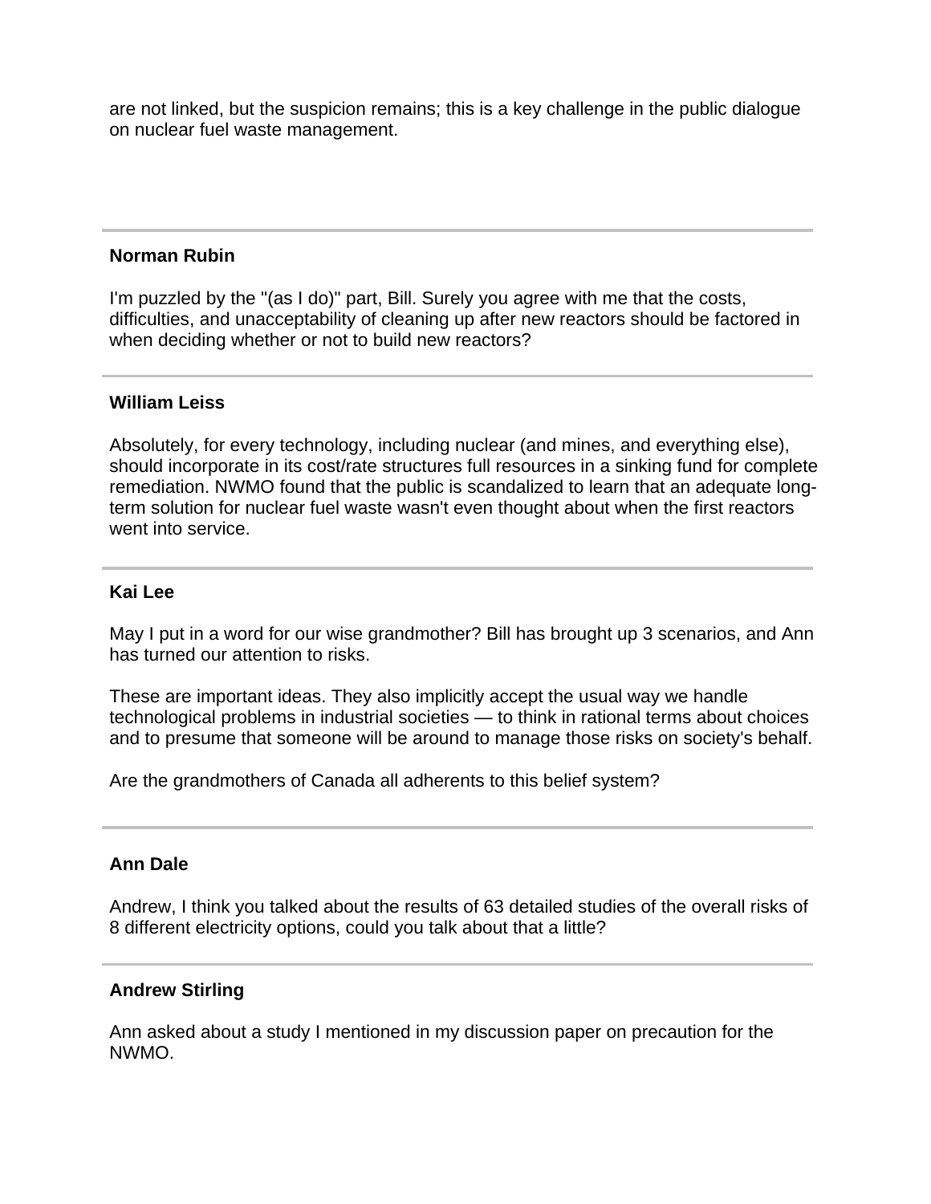are not linked, but the suspicion remains; this is a key challenge in the public dialogue on nuclear fuel waste management.

---

**Norman Rubin**

I'm puzzled by the "(as I do)" part, Bill. Surely you agree with me that the costs, difficulties, and unacceptability of cleaning up after new reactors should be factored in when deciding whether or not to build new reactors?

---

**William Leiss**

Absolutely, for every technology, including nuclear (and mines, and everything else), should incorporate in its cost/rate structures full resources in a sinking fund for complete remediation. NWMO found that the public is scandalized to learn that an adequate long-term solution for nuclear fuel waste wasn't even thought about when the first reactors went into service.

---

**Kai Lee**

May I put in a word for our wise grandmother? Bill has brought up 3 scenarios, and Ann has turned our attention to risks.

These are important ideas. They also implicitly accept the usual way we handle technological problems in industrial societies — to think in rational terms about choices and to presume that someone will be around to manage those risks on society's behalf.

Are the grandmothers of Canada all adherents to this belief system?

---

**Ann Dale**

Andrew, I think you talked about the results of 63 detailed studies of the overall risks of 8 different electricity options, could you talk about that a little?

---

**Andrew Stirling**

Ann asked about a study I mentioned in my discussion paper on precaution for the NWMO.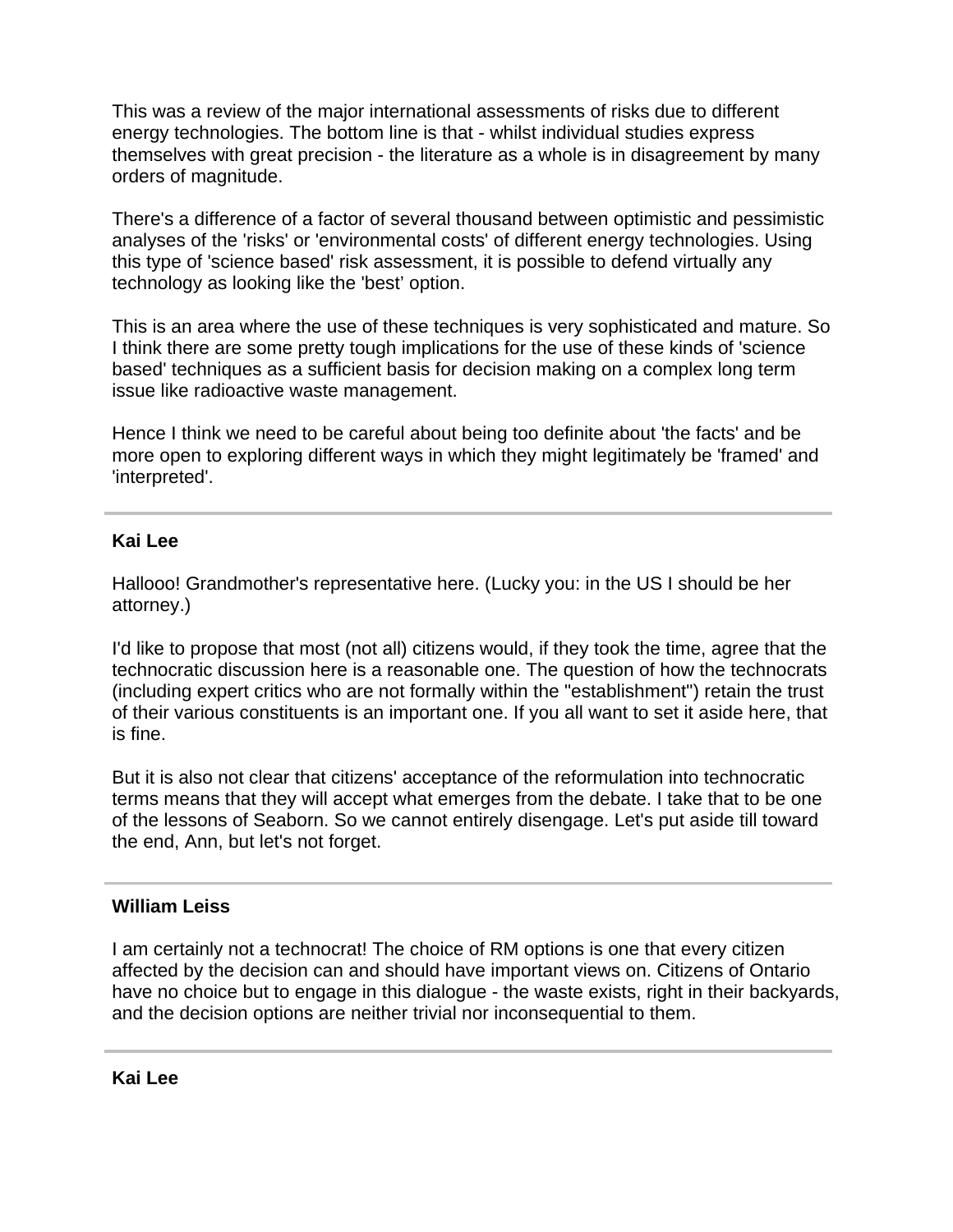This was a review of the major international assessments of risks due to different energy technologies. The bottom line is that - whilst individual studies express themselves with great precision - the literature as a whole is in disagreement by many orders of magnitude.

There's a difference of a factor of several thousand between optimistic and pessimistic analyses of the 'risks' or 'environmental costs' of different energy technologies. Using this type of 'science based' risk assessment, it is possible to defend virtually any technology as looking like the 'best' option.

This is an area where the use of these techniques is very sophisticated and mature. So I think there are some pretty tough implications for the use of these kinds of 'science based' techniques as a sufficient basis for decision making on a complex long term issue like radioactive waste management.

Hence I think we need to be careful about being too definite about 'the facts' and be more open to exploring different ways in which they might legitimately be 'framed' and 'interpreted'.

---

**Kai Lee**

Hallooo! Grandmother's representative here. (Lucky you: in the US I should be her attorney.)

I'd like to propose that most (not all) citizens would, if they took the time, agree that the technocratic discussion here is a reasonable one. The question of how the technocrats (including expert critics who are not formally within the "establishment") retain the trust of their various constituents is an important one. If you all want to set it aside here, that is fine.

But it is also not clear that citizens' acceptance of the reformulation into technocratic terms means that they will accept what emerges from the debate. I take that to be one of the lessons of Seaborn. So we cannot entirely disengage. Let's put aside till toward the end, Ann, but let's not forget.

---

**William Leiss**

I am certainly not a technocrat! The choice of RM options is one that every citizen affected by the decision can and should have important views on. Citizens of Ontario have no choice but to engage in this dialogue - the waste exists, right in their backyards, and the decision options are neither trivial nor inconsequential to them.

---

**Kai Lee**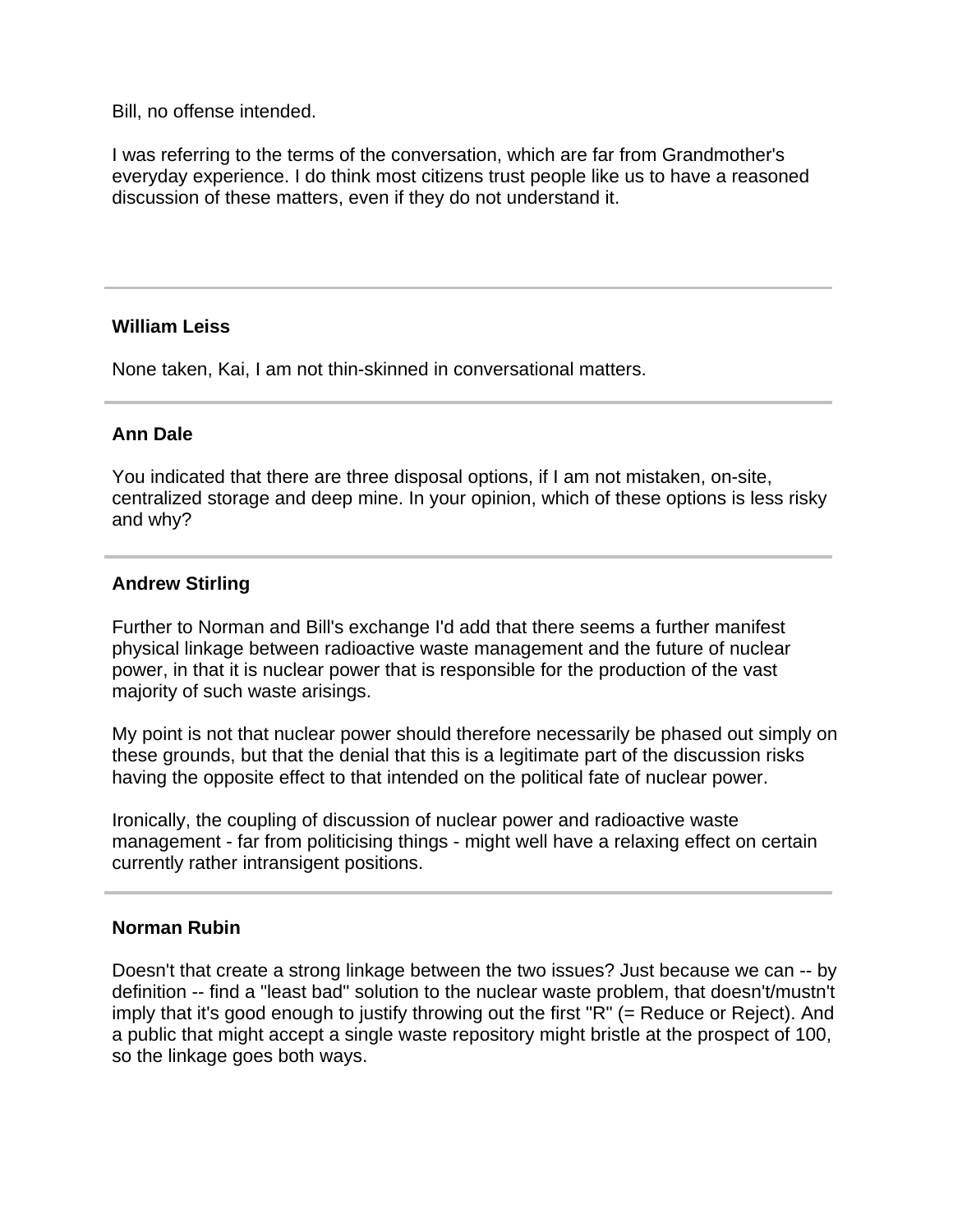Bill, no offense intended.

I was referring to the terms of the conversation, which are far from Grandmother's everyday experience. I do think most citizens trust people like us to have a reasoned discussion of these matters, even if they do not understand it.

---

**William Leiss**

None taken, Kai, I am not thin-skinned in conversational matters.

---

**Ann Dale**

You indicated that there are three disposal options, if I am not mistaken, on-site, centralized storage and deep mine. In your opinion, which of these options is less risky and why?

---

**Andrew Stirling**

Further to Norman and Bill's exchange I'd add that there seems a further manifest physical linkage between radioactive waste management and the future of nuclear power, in that it is nuclear power that is responsible for the production of the vast majority of such waste arisings.

My point is not that nuclear power should therefore necessarily be phased out simply on these grounds, but that the denial that this is a legitimate part of the discussion risks having the opposite effect to that intended on the political fate of nuclear power.

Ironically, the coupling of discussion of nuclear power and radioactive waste management - far from politicising things - might well have a relaxing effect on certain currently rather intransigent positions.

---

**Norman Rubin**

Doesn't that create a strong linkage between the two issues? Just because we can -- by definition -- find a "least bad" solution to the nuclear waste problem, that doesn't/mustn't imply that it's good enough to justify throwing out the first "R" (= Reduce or Reject). And a public that might accept a single waste repository might bristle at the prospect of 100, so the linkage goes both ways.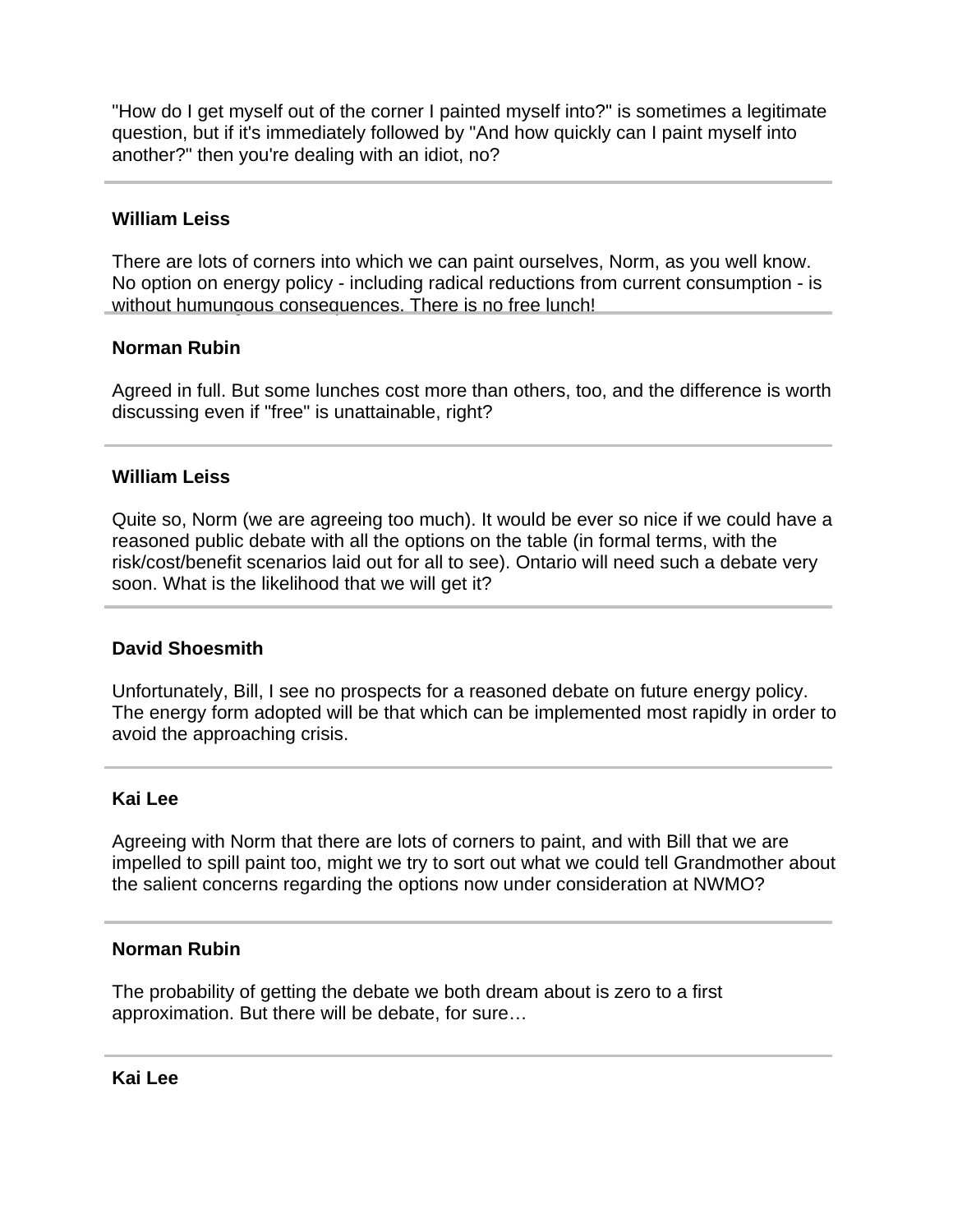"How do I get myself out of the corner I painted myself into?" is sometimes a legitimate question, but if it's immediately followed by "And how quickly can I paint myself into another?" then you're dealing with an idiot, no?

---

**William Leiss**

There are lots of corners into which we can paint ourselves, Norm, as you well know. No option on energy policy - including radical reductions from current consumption - is without humungous consequences. There is no free lunch!

---

**Norman Rubin**

Agreed in full. But some lunches cost more than others, too, and the difference is worth discussing even if "free" is unattainable, right?

---

**William Leiss**

Quite so, Norm (we are agreeing too much). It would be ever so nice if we could have a reasoned public debate with all the options on the table (in formal terms, with the risk/cost/benefit scenarios laid out for all to see). Ontario will need such a debate very soon. What is the likelihood that we will get it?

---

**David Shoesmith**

Unfortunately, Bill, I see no prospects for a reasoned debate on future energy policy. The energy form adopted will be that which can be implemented most rapidly in order to avoid the approaching crisis.

---

**Kai Lee**

Agreeing with Norm that there are lots of corners to paint, and with Bill that we are impelled to spill paint too, might we try to sort out what we could tell Grandmother about the salient concerns regarding the options now under consideration at NWMO?

---

**Norman Rubin**

The probability of getting the debate we both dream about is zero to a first approximation. But there will be debate, for sure…

---

**Kai Lee**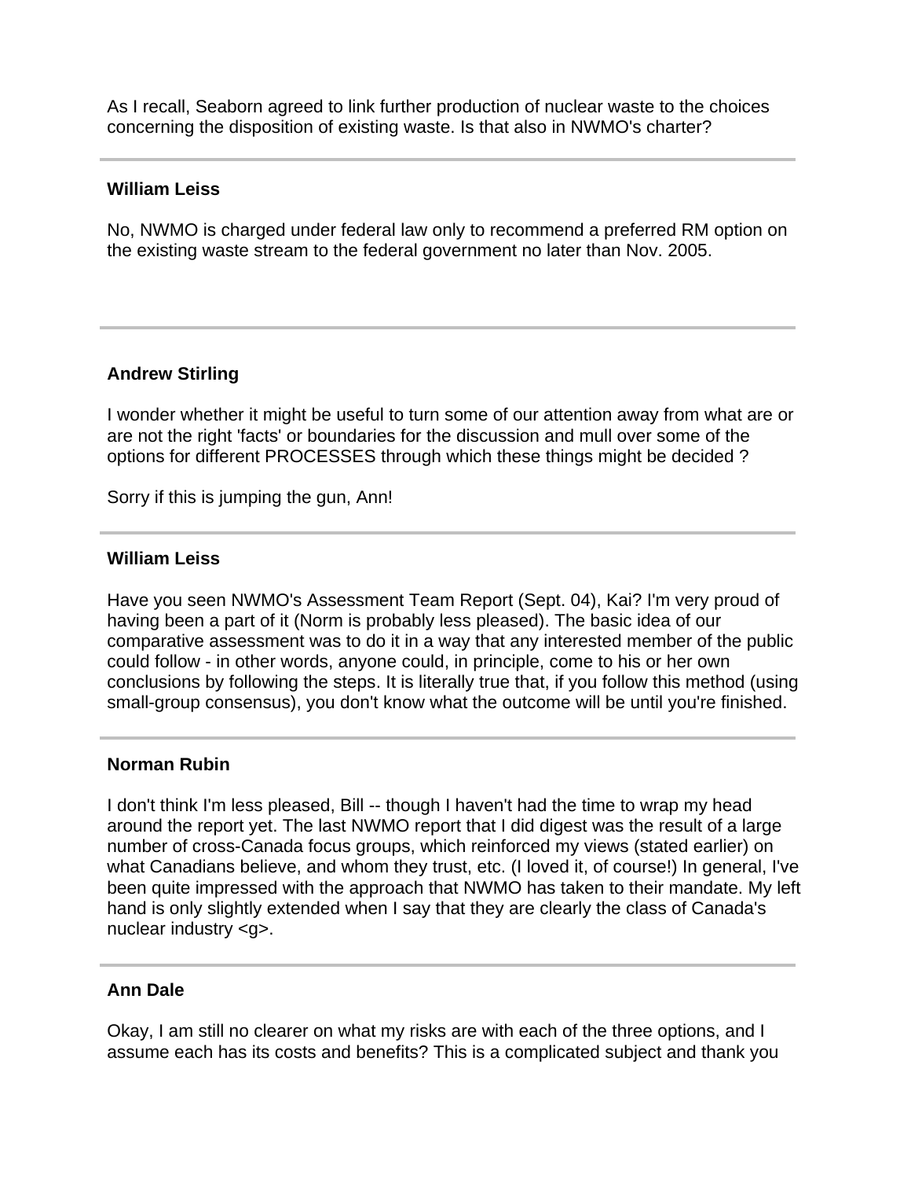As I recall, Seaborn agreed to link further production of nuclear waste to the choices concerning the disposition of existing waste. Is that also in NWMO's charter?

---

**William Leiss**

No, NWMO is charged under federal law only to recommend a preferred RM option on the existing waste stream to the federal government no later than Nov. 2005.

---

**Andrew Stirling**

I wonder whether it might be useful to turn some of our attention away from what are or are not the right 'facts' or boundaries for the discussion and mull over some of the options for different PROCESSES through which these things might be decided ?

Sorry if this is jumping the gun, Ann!

---

**William Leiss**

Have you seen NWMO's Assessment Team Report (Sept. 04), Kai? I'm very proud of having been a part of it (Norm is probably less pleased). The basic idea of our comparative assessment was to do it in a way that any interested member of the public could follow - in other words, anyone could, in principle, come to his or her own conclusions by following the steps. It is literally true that, if you follow this method (using small-group consensus), you don't know what the outcome will be until you're finished.

---

**Norman Rubin**

I don't think I'm less pleased, Bill -- though I haven't had the time to wrap my head around the report yet. The last NWMO report that I did digest was the result of a large number of cross-Canada focus groups, which reinforced my views (stated earlier) on what Canadians believe, and whom they trust, etc. (I loved it, of course!) In general, I've been quite impressed with the approach that NWMO has taken to their mandate. My left hand is only slightly extended when I say that they are clearly the class of Canada's nuclear industry <g>.

---

**Ann Dale**

Okay, I am still no clearer on what my risks are with each of the three options, and I assume each has its costs and benefits? This is a complicated subject and thank you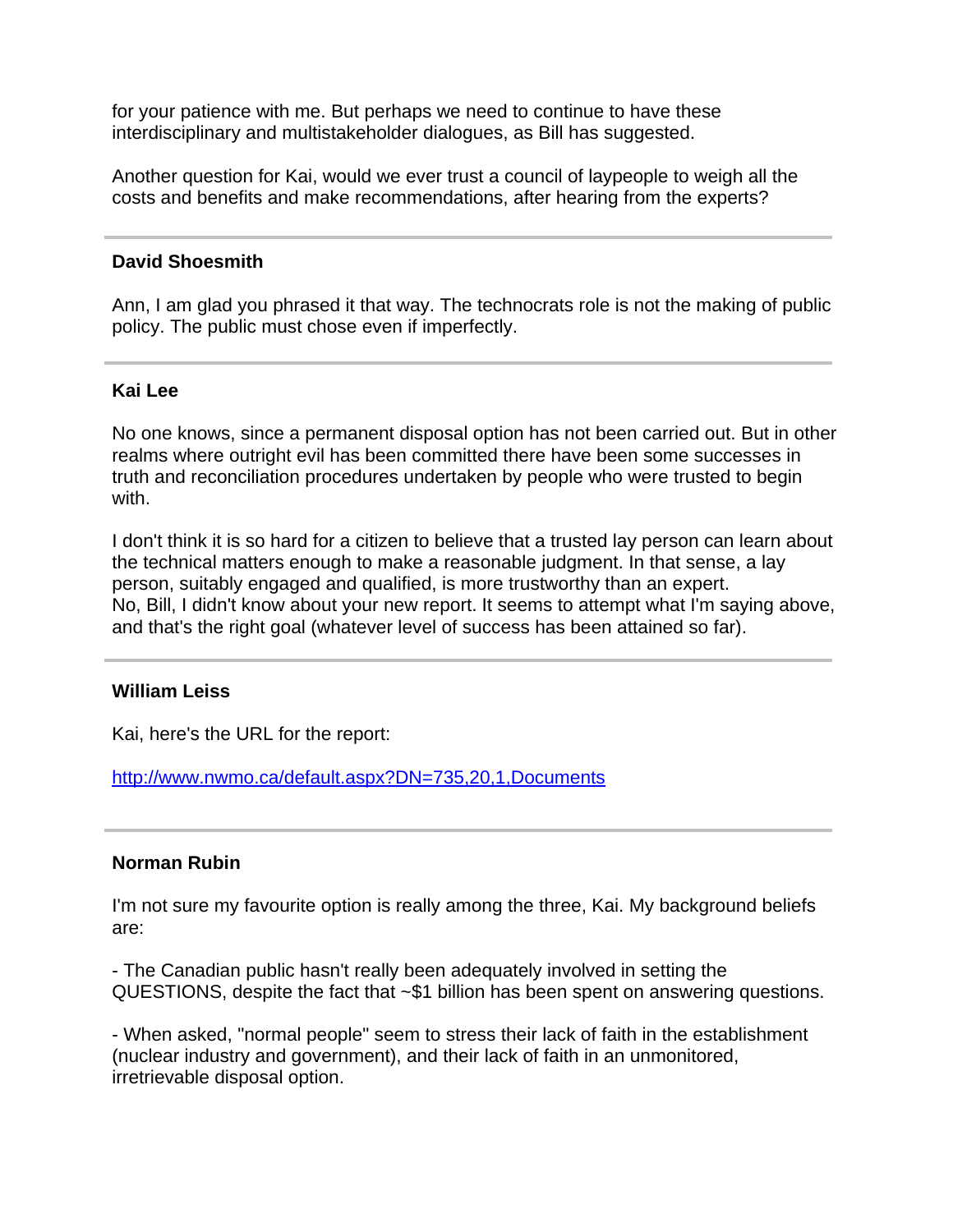for your patience with me. But perhaps we need to continue to have these interdisciplinary and multistakeholder dialogues, as Bill has suggested.

Another question for Kai, would we ever trust a council of laypeople to weigh all the costs and benefits and make recommendations, after hearing from the experts?

---

**David Shoesmith**

Ann, I am glad you phrased it that way. The technocrats role is not the making of public policy. The public must chose even if imperfectly.

---

**Kai Lee**

No one knows, since a permanent disposal option has not been carried out. But in other realms where outright evil has been committed there have been some successes in truth and reconciliation procedures undertaken by people who were trusted to begin with.

I don't think it is so hard for a citizen to believe that a trusted lay person can learn about the technical matters enough to make a reasonable judgment. In that sense, a lay person, suitably engaged and qualified, is more trustworthy than an expert.
No, Bill, I didn't know about your new report. It seems to attempt what I'm saying above, and that's the right goal (whatever level of success has been attained so far).

---

**William Leiss**

Kai, here's the URL for the report:

http://www.nwmo.ca/default.aspx?DN=735,20,1,Documents

---

**Norman Rubin**

I'm not sure my favourite option is really among the three, Kai. My background beliefs are:

- The Canadian public hasn't really been adequately involved in setting the QUESTIONS, despite the fact that ~$1 billion has been spent on answering questions.

- When asked, "normal people" seem to stress their lack of faith in the establishment (nuclear industry and government), and their lack of faith in an unmonitored, irretrievable disposal option.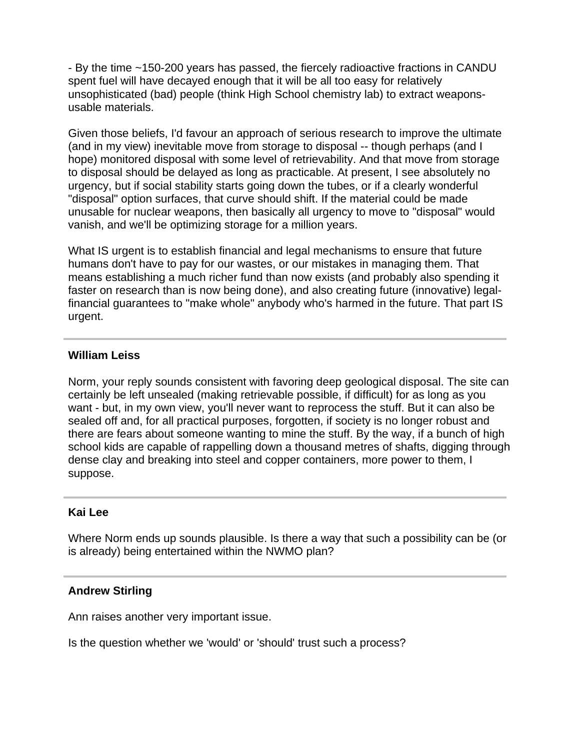- By the time ~150-200 years has passed, the fiercely radioactive fractions in CANDU spent fuel will have decayed enough that it will be all too easy for relatively unsophisticated (bad) people (think High School chemistry lab) to extract weapons-usable materials.

Given those beliefs, I'd favour an approach of serious research to improve the ultimate (and in my view) inevitable move from storage to disposal -- though perhaps (and I hope) monitored disposal with some level of retrievability. And that move from storage to disposal should be delayed as long as practicable. At present, I see absolutely no urgency, but if social stability starts going down the tubes, or if a clearly wonderful "disposal" option surfaces, that curve should shift. If the material could be made unusable for nuclear weapons, then basically all urgency to move to "disposal" would vanish, and we'll be optimizing storage for a million years.

What IS urgent is to establish financial and legal mechanisms to ensure that future humans don't have to pay for our wastes, or our mistakes in managing them. That means establishing a much richer fund than now exists (and probably also spending it faster on research than is now being done), and also creating future (innovative) legal-financial guarantees to "make whole" anybody who's harmed in the future. That part IS urgent.

---

**William Leiss**

Norm, your reply sounds consistent with favoring deep geological disposal. The site can certainly be left unsealed (making retrievable possible, if difficult) for as long as you want - but, in my own view, you'll never want to reprocess the stuff. But it can also be sealed off and, for all practical purposes, forgotten, if society is no longer robust and there are fears about someone wanting to mine the stuff. By the way, if a bunch of high school kids are capable of rappelling down a thousand metres of shafts, digging through dense clay and breaking into steel and copper containers, more power to them, I suppose.

---

**Kai Lee**

Where Norm ends up sounds plausible. Is there a way that such a possibility can be (or is already) being entertained within the NWMO plan?

---

**Andrew Stirling**

Ann raises another very important issue.

Is the question whether we 'would' or 'should' trust such a process?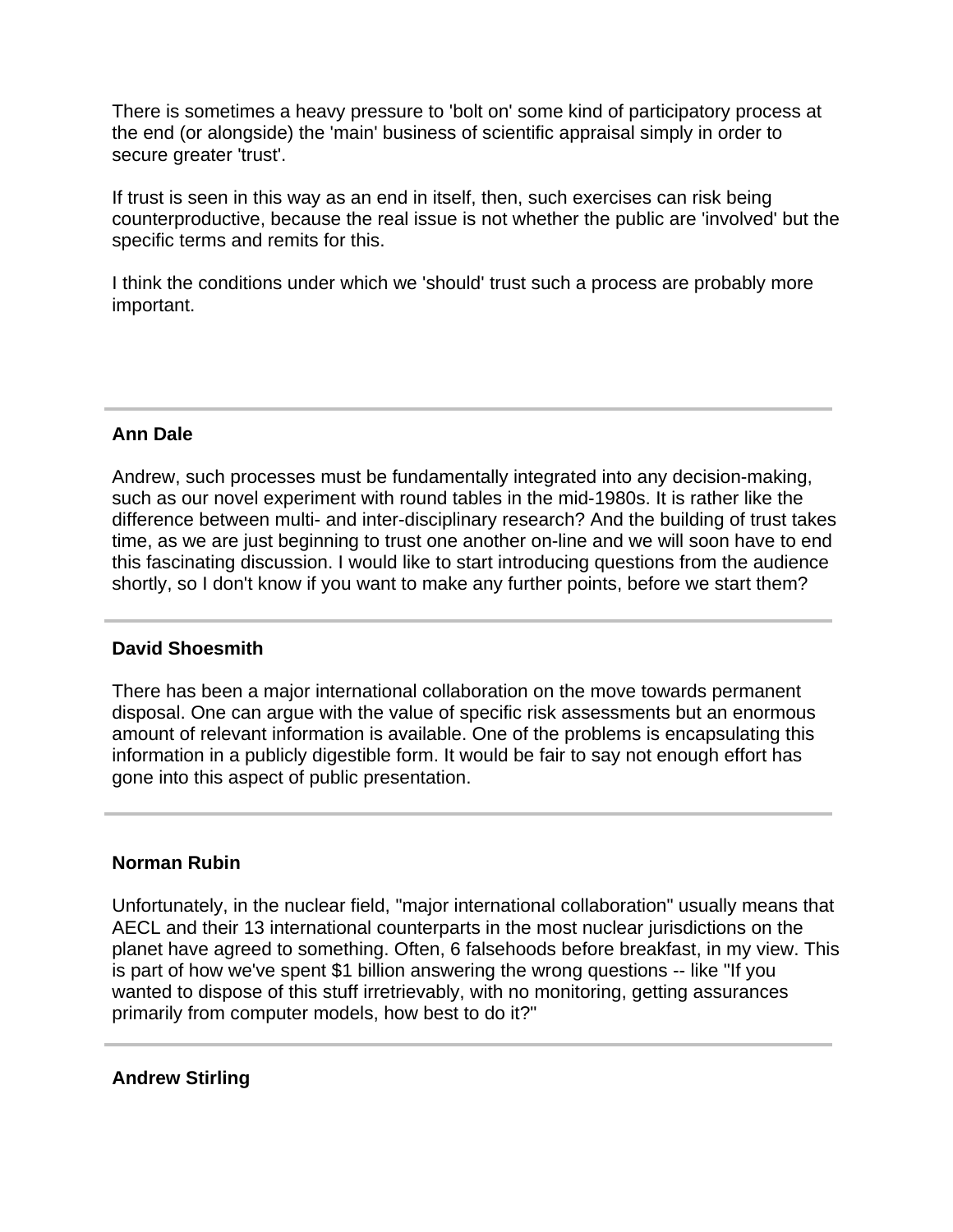There is sometimes a heavy pressure to 'bolt on' some kind of participatory process at the end (or alongside) the 'main' business of scientific appraisal simply in order to secure greater 'trust'.

If trust is seen in this way as an end in itself, then, such exercises can risk being counterproductive, because the real issue is not whether the public are 'involved' but the specific terms and remits for this.

I think the conditions under which we 'should' trust such a process are probably more important.

---

**Ann Dale**

Andrew, such processes must be fundamentally integrated into any decision-making, such as our novel experiment with round tables in the mid-1980s. It is rather like the difference between multi- and inter-disciplinary research? And the building of trust takes time, as we are just beginning to trust one another on-line and we will soon have to end this fascinating discussion. I would like to start introducing questions from the audience shortly, so I don't know if you want to make any further points, before we start them?

---

**David Shoesmith**

There has been a major international collaboration on the move towards permanent disposal. One can argue with the value of specific risk assessments but an enormous amount of relevant information is available. One of the problems is encapsulating this information in a publicly digestible form. It would be fair to say not enough effort has gone into this aspect of public presentation.

---

**Norman Rubin**

Unfortunately, in the nuclear field, "major international collaboration" usually means that AECL and their 13 international counterparts in the most nuclear jurisdictions on the planet have agreed to something. Often, 6 falsehoods before breakfast, in my view. This is part of how we've spent $1 billion answering the wrong questions -- like "If you wanted to dispose of this stuff irretrievably, with no monitoring, getting assurances primarily from computer models, how best to do it?"

---

**Andrew Stirling**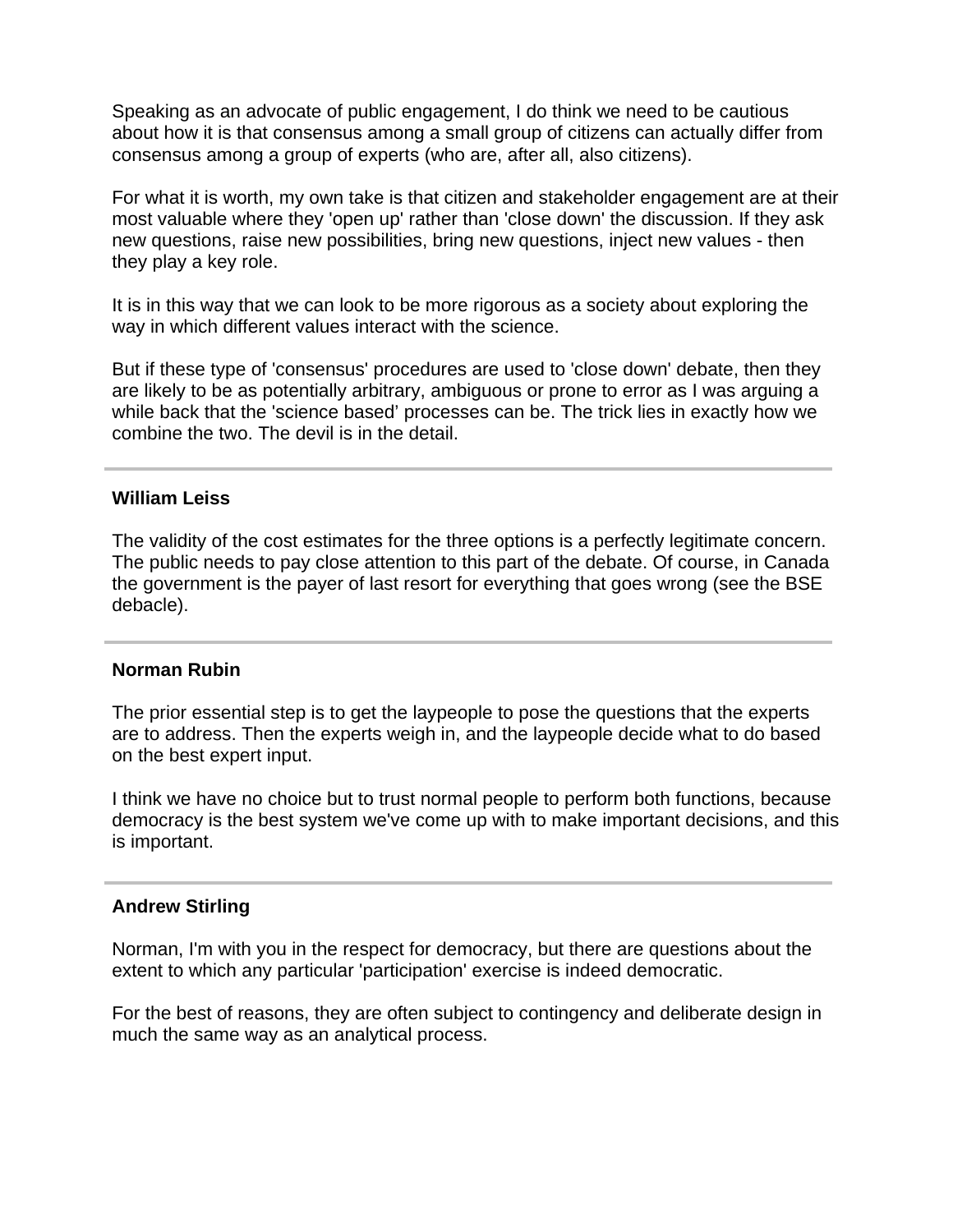Speaking as an advocate of public engagement, I do think we need to be cautious about how it is that consensus among a small group of citizens can actually differ from consensus among a group of experts (who are, after all, also citizens).

For what it is worth, my own take is that citizen and stakeholder engagement are at their most valuable where they 'open up' rather than 'close down' the discussion. If they ask new questions, raise new possibilities, bring new questions, inject new values - then they play a key role.

It is in this way that we can look to be more rigorous as a society about exploring the way in which different values interact with the science.

But if these type of 'consensus' procedures are used to 'close down' debate, then they are likely to be as potentially arbitrary, ambiguous or prone to error as I was arguing a while back that the 'science based' processes can be. The trick lies in exactly how we combine the two. The devil is in the detail.

---

**William Leiss**

The validity of the cost estimates for the three options is a perfectly legitimate concern. The public needs to pay close attention to this part of the debate. Of course, in Canada the government is the payer of last resort for everything that goes wrong (see the BSE debacle).

---

**Norman Rubin**

The prior essential step is to get the laypeople to pose the questions that the experts are to address. Then the experts weigh in, and the laypeople decide what to do based on the best expert input.

I think we have no choice but to trust normal people to perform both functions, because democracy is the best system we've come up with to make important decisions, and this is important.

---

**Andrew Stirling**

Norman, I'm with you in the respect for democracy, but there are questions about the extent to which any particular 'participation' exercise is indeed democratic.

For the best of reasons, they are often subject to contingency and deliberate design in much the same way as an analytical process.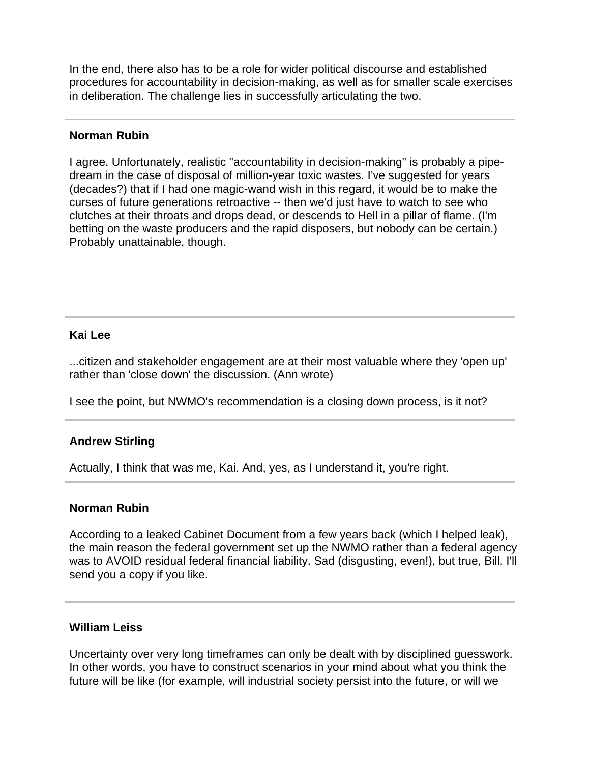In the end, there also has to be a role for wider political discourse and established procedures for accountability in decision-making, as well as for smaller scale exercises in deliberation. The challenge lies in successfully articulating the two.

---

**Norman Rubin**

I agree. Unfortunately, realistic "accountability in decision-making" is probably a pipe-dream in the case of disposal of million-year toxic wastes. I've suggested for years (decades?) that if I had one magic-wand wish in this regard, it would be to make the curses of future generations retroactive -- then we'd just have to watch to see who clutches at their throats and drops dead, or descends to Hell in a pillar of flame. (I'm betting on the waste producers and the rapid disposers, but nobody can be certain.) Probably unattainable, though.

---

**Kai Lee**

...citizen and stakeholder engagement are at their most valuable where they 'open up' rather than 'close down' the discussion. (Ann wrote)

I see the point, but NWMO's recommendation is a closing down process, is it not?

---

**Andrew Stirling**

Actually, I think that was me, Kai. And, yes, as I understand it, you're right.

---

**Norman Rubin**

According to a leaked Cabinet Document from a few years back (which I helped leak), the main reason the federal government set up the NWMO rather than a federal agency was to AVOID residual federal financial liability. Sad (disgusting, even!), but true, Bill. I'll send you a copy if you like.

---

**William Leiss**

Uncertainty over very long timeframes can only be dealt with by disciplined guesswork. In other words, you have to construct scenarios in your mind about what you think the future will be like (for example, will industrial society persist into the future, or will we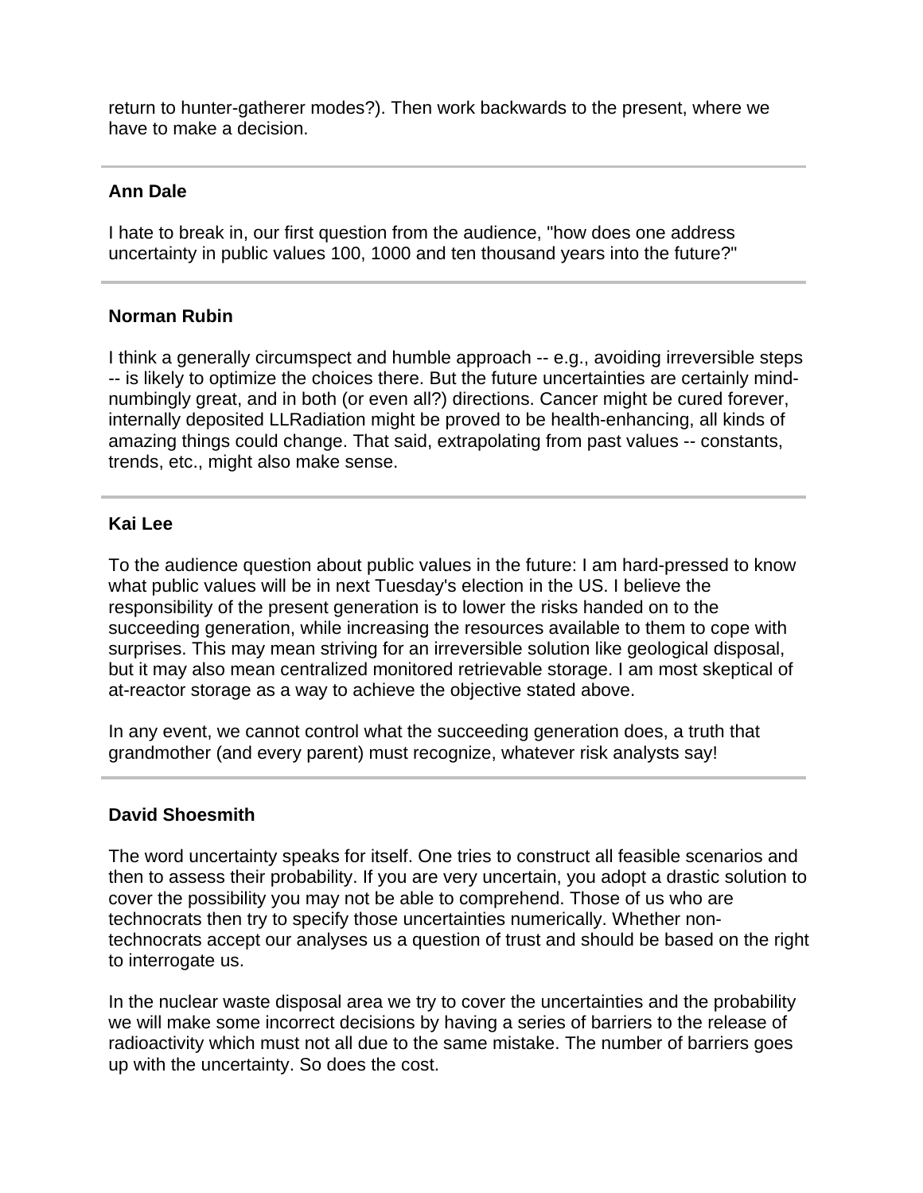return to hunter-gatherer modes?). Then work backwards to the present, where we have to make a decision.

---

**Ann Dale**

I hate to break in, our first question from the audience, "how does one address uncertainty in public values 100, 1000 and ten thousand years into the future?"

---

**Norman Rubin**

I think a generally circumspect and humble approach -- e.g., avoiding irreversible steps -- is likely to optimize the choices there. But the future uncertainties are certainly mind-numbingly great, and in both (or even all?) directions. Cancer might be cured forever, internally deposited LLRadiation might be proved to be health-enhancing, all kinds of amazing things could change. That said, extrapolating from past values -- constants, trends, etc., might also make sense.

---

**Kai Lee**

To the audience question about public values in the future: I am hard-pressed to know what public values will be in next Tuesday's election in the US. I believe the responsibility of the present generation is to lower the risks handed on to the succeeding generation, while increasing the resources available to them to cope with surprises. This may mean striving for an irreversible solution like geological disposal, but it may also mean centralized monitored retrievable storage. I am most skeptical of at-reactor storage as a way to achieve the objective stated above.

In any event, we cannot control what the succeeding generation does, a truth that grandmother (and every parent) must recognize, whatever risk analysts say!

---

**David Shoesmith**

The word uncertainty speaks for itself. One tries to construct all feasible scenarios and then to assess their probability. If you are very uncertain, you adopt a drastic solution to cover the possibility you may not be able to comprehend. Those of us who are technocrats then try to specify those uncertainties numerically. Whether non-technocrats accept our analyses us a question of trust and should be based on the right to interrogate us.

In the nuclear waste disposal area we try to cover the uncertainties and the probability we will make some incorrect decisions by having a series of barriers to the release of radioactivity which must not all due to the same mistake. The number of barriers goes up with the uncertainty. So does the cost.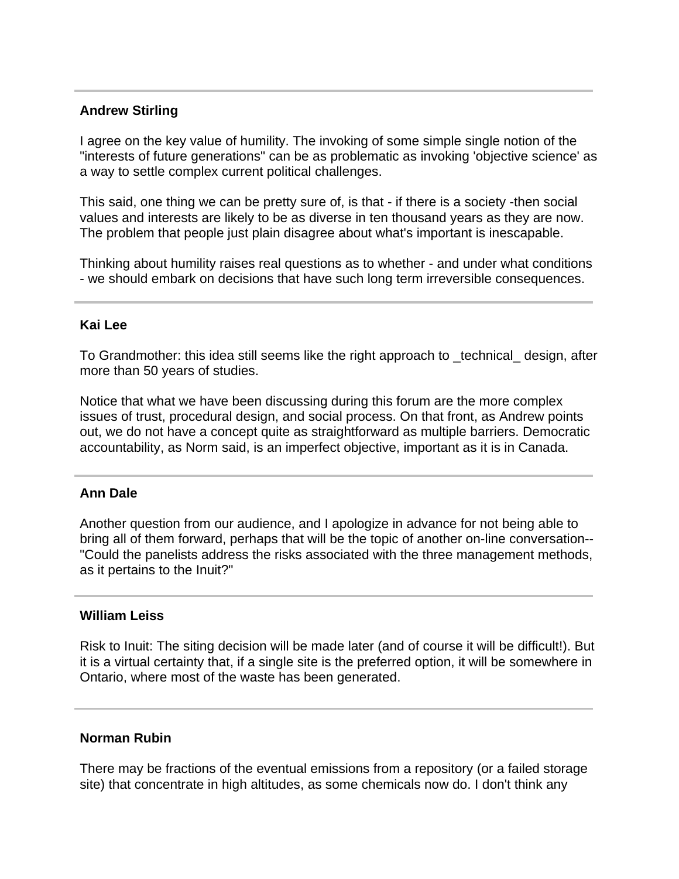**Andrew Stirling**

I agree on the key value of humility. The invoking of some simple single notion of the "interests of future generations" can be as problematic as invoking 'objective science' as a way to settle complex current political challenges.

This said, one thing we can be pretty sure of, is that - if there is a society -then social values and interests are likely to be as diverse in ten thousand years as they are now. The problem that people just plain disagree about what's important is inescapable.

Thinking about humility raises real questions as to whether - and under what conditions - we should embark on decisions that have such long term irreversible consequences.

---

**Kai Lee**

To Grandmother: this idea still seems like the right approach to _technical_ design, after more than 50 years of studies.

Notice that what we have been discussing during this forum are the more complex issues of trust, procedural design, and social process. On that front, as Andrew points out, we do not have a concept quite as straightforward as multiple barriers. Democratic accountability, as Norm said, is an imperfect objective, important as it is in Canada.

---

**Ann Dale**

Another question from our audience, and I apologize in advance for not being able to bring all of them forward, perhaps that will be the topic of another on-line conversation-- "Could the panelists address the risks associated with the three management methods, as it pertains to the Inuit?"

---

**William Leiss**

Risk to Inuit: The siting decision will be made later (and of course it will be difficult!). But it is a virtual certainty that, if a single site is the preferred option, it will be somewhere in Ontario, where most of the waste has been generated.

---

**Norman Rubin**

There may be fractions of the eventual emissions from a repository (or a failed storage site) that concentrate in high altitudes, as some chemicals now do. I don't think any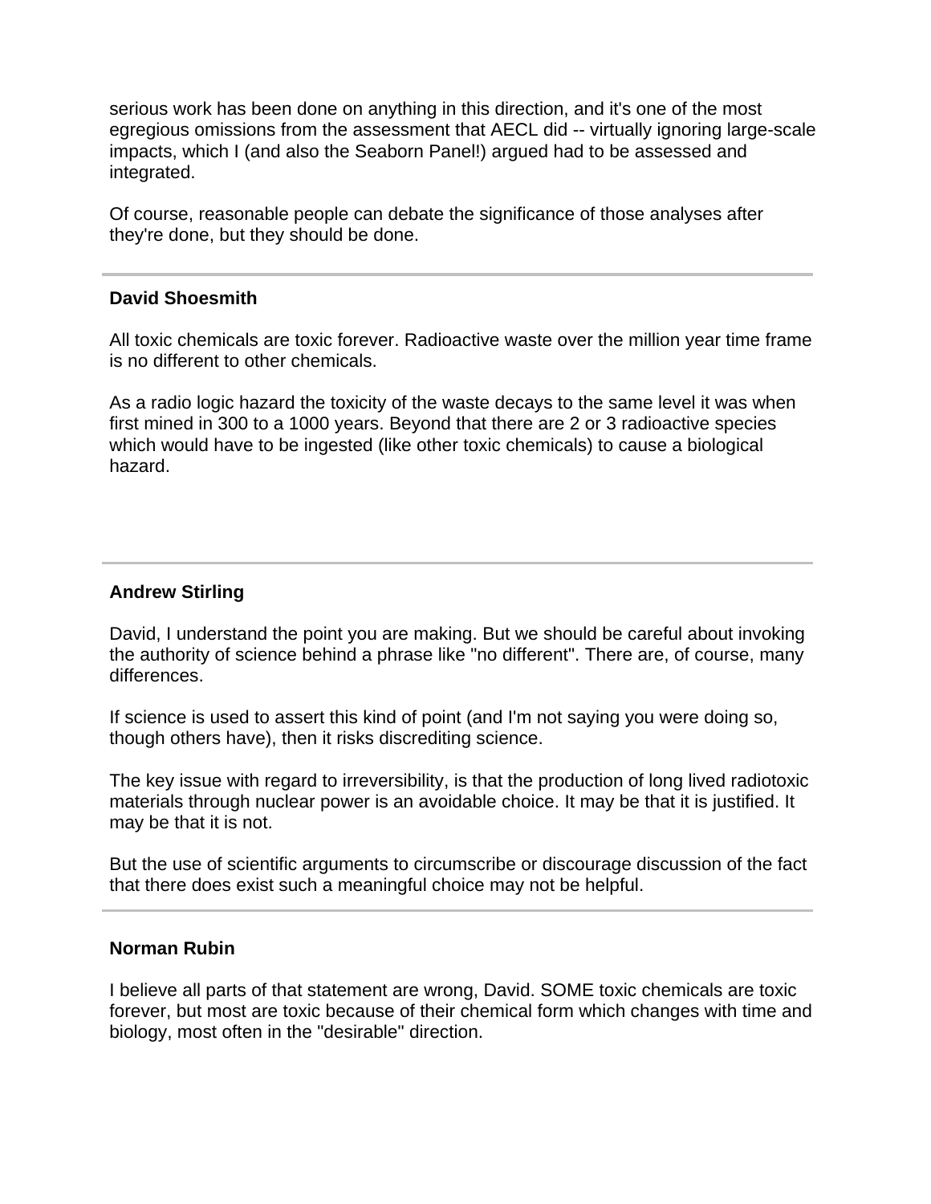serious work has been done on anything in this direction, and it's one of the most egregious omissions from the assessment that AECL did -- virtually ignoring large-scale impacts, which I (and also the Seaborn Panel!) argued had to be assessed and integrated.

Of course, reasonable people can debate the significance of those analyses after they're done, but they should be done.

---

**David Shoesmith**

All toxic chemicals are toxic forever. Radioactive waste over the million year time frame is no different to other chemicals.

As a radio logic hazard the toxicity of the waste decays to the same level it was when first mined in 300 to a 1000 years. Beyond that there are 2 or 3 radioactive species which would have to be ingested (like other toxic chemicals) to cause a biological hazard.

---

**Andrew Stirling**

David, I understand the point you are making. But we should be careful about invoking the authority of science behind a phrase like "no different". There are, of course, many differences.

If science is used to assert this kind of point (and I'm not saying you were doing so, though others have), then it risks discrediting science.

The key issue with regard to irreversibility, is that the production of long lived radiotoxic materials through nuclear power is an avoidable choice. It may be that it is justified. It may be that it is not.

But the use of scientific arguments to circumscribe or discourage discussion of the fact that there does exist such a meaningful choice may not be helpful.

---

**Norman Rubin**

I believe all parts of that statement are wrong, David. SOME toxic chemicals are toxic forever, but most are toxic because of their chemical form which changes with time and biology, most often in the "desirable" direction.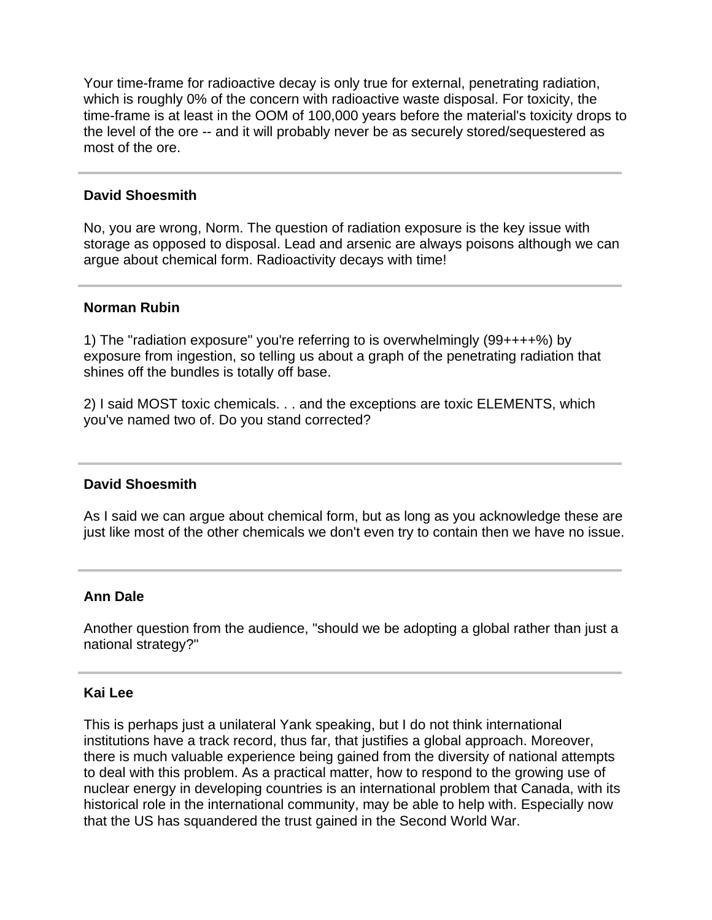Your time-frame for radioactive decay is only true for external, penetrating radiation, which is roughly 0% of the concern with radioactive waste disposal. For toxicity, the time-frame is at least in the OOM of 100,000 years before the material's toxicity drops to the level of the ore -- and it will probably never be as securely stored/sequestered as most of the ore.

---

**David Shoesmith**

No, you are wrong, Norm. The question of radiation exposure is the key issue with storage as opposed to disposal. Lead and arsenic are always poisons although we can argue about chemical form. Radioactivity decays with time!

---

**Norman Rubin**

1) The "radiation exposure" you're referring to is overwhelmingly (99++++%) by exposure from ingestion, so telling us about a graph of the penetrating radiation that shines off the bundles is totally off base.

2) I said MOST toxic chemicals. . . and the exceptions are toxic ELEMENTS, which you've named two of. Do you stand corrected?

---

**David Shoesmith**

As I said we can argue about chemical form, but as long as you acknowledge these are just like most of the other chemicals we don't even try to contain then we have no issue.

---

**Ann Dale**

Another question from the audience, "should we be adopting a global rather than just a national strategy?"

---

**Kai Lee**

This is perhaps just a unilateral Yank speaking, but I do not think international institutions have a track record, thus far, that justifies a global approach. Moreover, there is much valuable experience being gained from the diversity of national attempts to deal with this problem. As a practical matter, how to respond to the growing use of nuclear energy in developing countries is an international problem that Canada, with its historical role in the international community, may be able to help with. Especially now that the US has squandered the trust gained in the Second World War.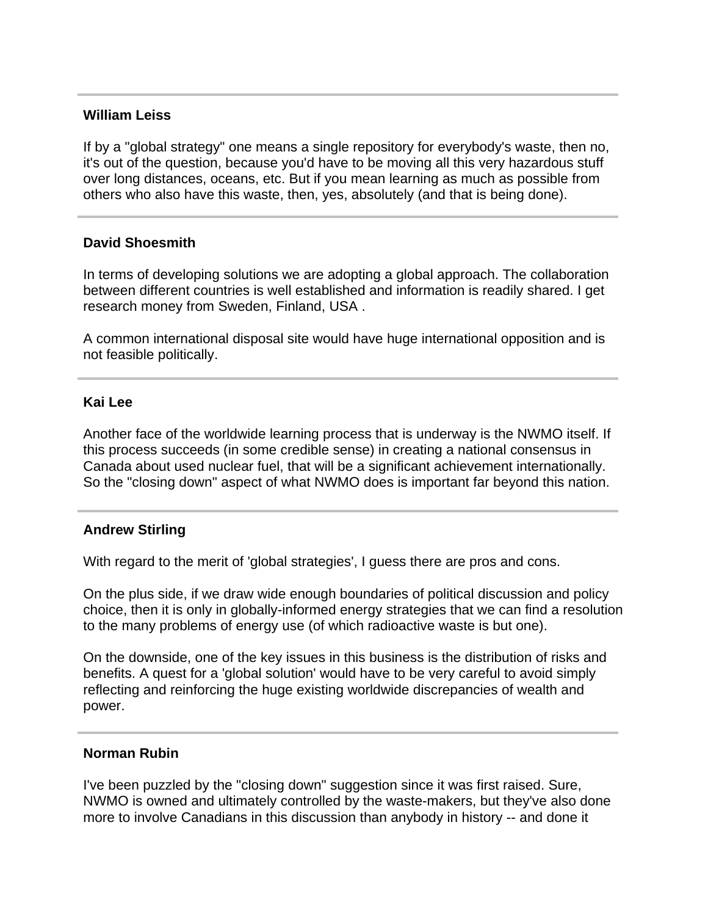---

**William Leiss**

If by a "global strategy" one means a single repository for everybody's waste, then no, it's out of the question, because you'd have to be moving all this very hazardous stuff over long distances, oceans, etc. But if you mean learning as much as possible from others who also have this waste, then, yes, absolutely (and that is being done).

---

**David Shoesmith**

In terms of developing solutions we are adopting a global approach. The collaboration between different countries is well established and information is readily shared. I get research money from Sweden, Finland, USA .

A common international disposal site would have huge international opposition and is not feasible politically.

---

**Kai Lee**

Another face of the worldwide learning process that is underway is the NWMO itself. If this process succeeds (in some credible sense) in creating a national consensus in Canada about used nuclear fuel, that will be a significant achievement internationally. So the "closing down" aspect of what NWMO does is important far beyond this nation.

---

**Andrew Stirling**

With regard to the merit of 'global strategies', I guess there are pros and cons.

On the plus side, if we draw wide enough boundaries of political discussion and policy choice, then it is only in globally-informed energy strategies that we can find a resolution to the many problems of energy use (of which radioactive waste is but one).

On the downside, one of the key issues in this business is the distribution of risks and benefits. A quest for a 'global solution' would have to be very careful to avoid simply reflecting and reinforcing the huge existing worldwide discrepancies of wealth and power.

---

**Norman Rubin**

I've been puzzled by the "closing down" suggestion since it was first raised. Sure, NWMO is owned and ultimately controlled by the waste-makers, but they've also done more to involve Canadians in this discussion than anybody in history -- and done it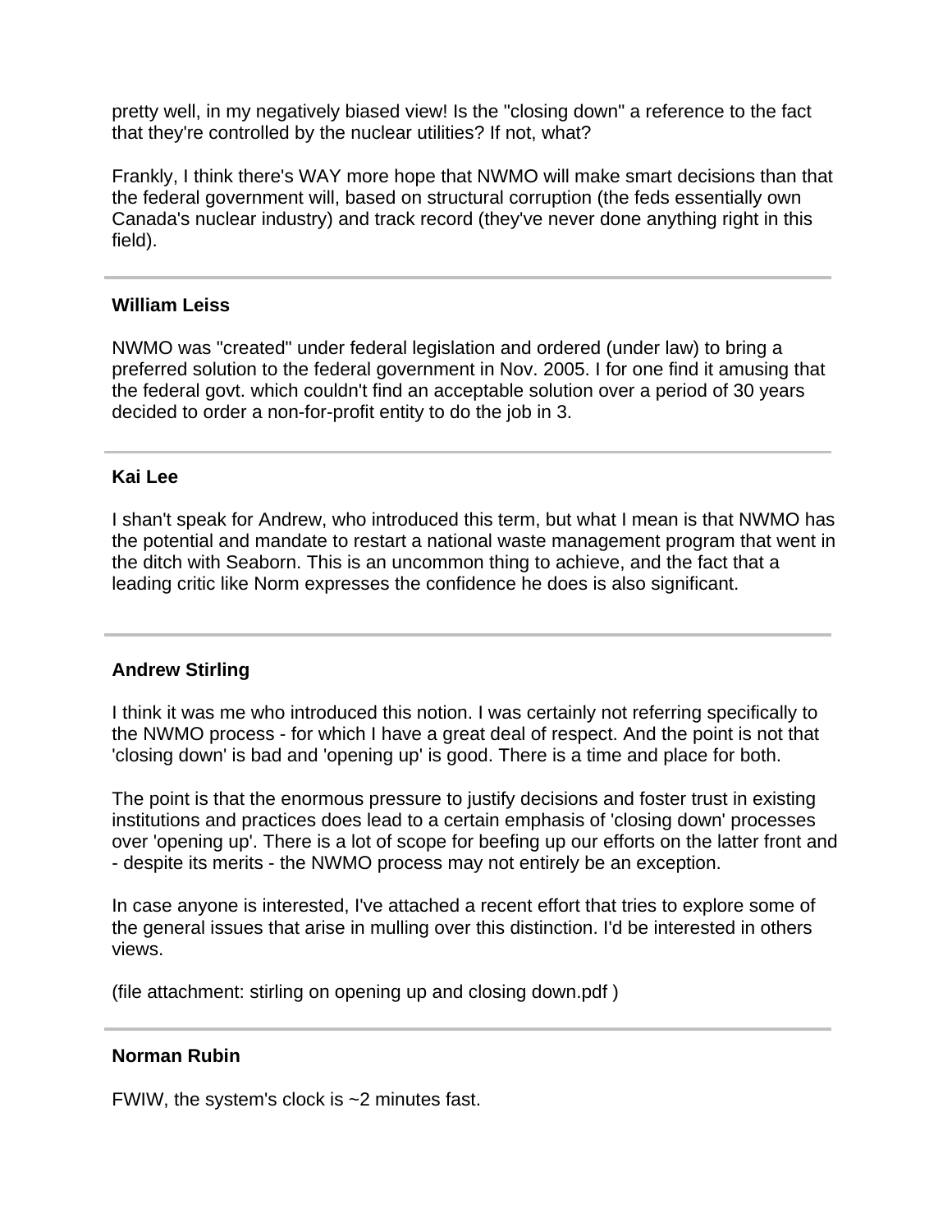pretty well, in my negatively biased view! Is the "closing down" a reference to the fact that they're controlled by the nuclear utilities? If not, what?

Frankly, I think there's WAY more hope that NWMO will make smart decisions than that the federal government will, based on structural corruption (the feds essentially own Canada's nuclear industry) and track record (they've never done anything right in this field).

---

**William Leiss**

NWMO was "created" under federal legislation and ordered (under law) to bring a preferred solution to the federal government in Nov. 2005. I for one find it amusing that the federal govt. which couldn't find an acceptable solution over a period of 30 years decided to order a non-for-profit entity to do the job in 3.

---

**Kai Lee**

I shan't speak for Andrew, who introduced this term, but what I mean is that NWMO has the potential and mandate to restart a national waste management program that went in the ditch with Seaborn. This is an uncommon thing to achieve, and the fact that a leading critic like Norm expresses the confidence he does is also significant.

---

**Andrew Stirling**

I think it was me who introduced this notion. I was certainly not referring specifically to the NWMO process - for which I have a great deal of respect. And the point is not that 'closing down' is bad and 'opening up' is good. There is a time and place for both.

The point is that the enormous pressure to justify decisions and foster trust in existing institutions and practices does lead to a certain emphasis of 'closing down' processes over 'opening up'. There is a lot of scope for beefing up our efforts on the latter front and - despite its merits - the NWMO process may not entirely be an exception.

In case anyone is interested, I've attached a recent effort that tries to explore some of the general issues that arise in mulling over this distinction. I'd be interested in others views.

(file attachment: stirling on opening up and closing down.pdf )

---

**Norman Rubin**

FWIW, the system's clock is ~2 minutes fast.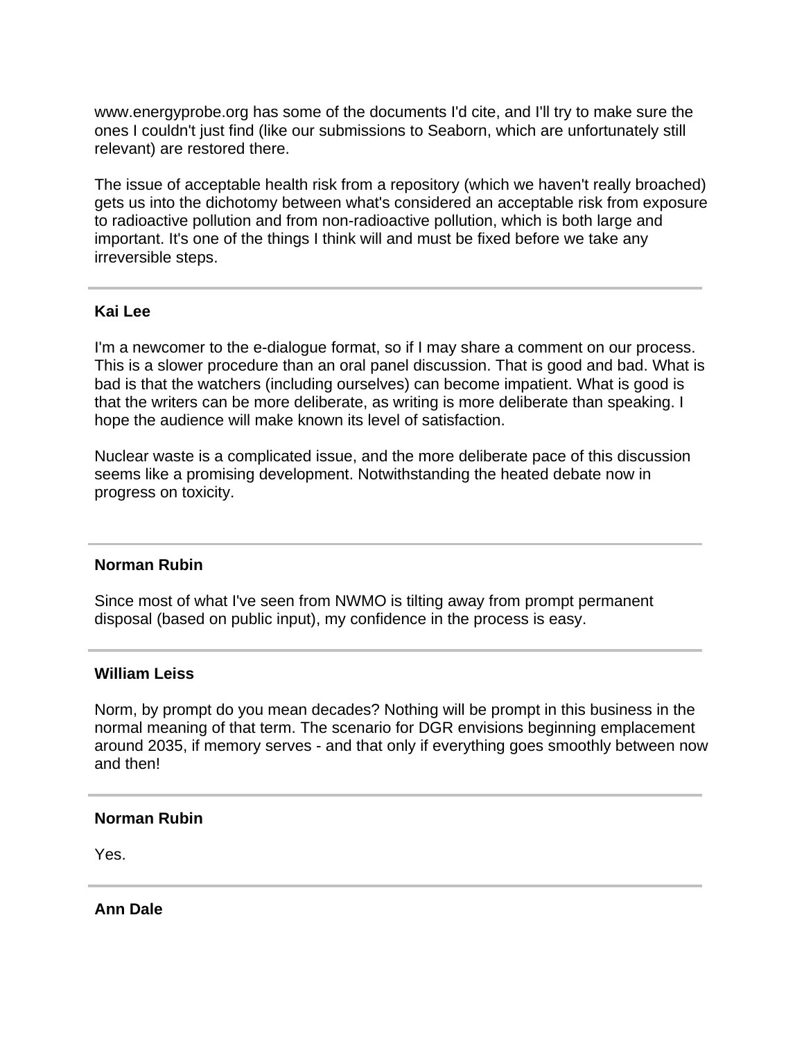www.energyprobe.org has some of the documents I'd cite, and I'll try to make sure the ones I couldn't just find (like our submissions to Seaborn, which are unfortunately still relevant) are restored there.

The issue of acceptable health risk from a repository (which we haven't really broached) gets us into the dichotomy between what's considered an acceptable risk from exposure to radioactive pollution and from non-radioactive pollution, which is both large and important. It's one of the things I think will and must be fixed before we take any irreversible steps.

---

**Kai Lee**

I'm a newcomer to the e-dialogue format, so if I may share a comment on our process. This is a slower procedure than an oral panel discussion. That is good and bad. What is bad is that the watchers (including ourselves) can become impatient. What is good is that the writers can be more deliberate, as writing is more deliberate than speaking. I hope the audience will make known its level of satisfaction.

Nuclear waste is a complicated issue, and the more deliberate pace of this discussion seems like a promising development. Notwithstanding the heated debate now in progress on toxicity.

---

**Norman Rubin**

Since most of what I've seen from NWMO is tilting away from prompt permanent disposal (based on public input), my confidence in the process is easy.

---

**William Leiss**

Norm, by prompt do you mean decades? Nothing will be prompt in this business in the normal meaning of that term. The scenario for DGR envisions beginning emplacement around 2035, if memory serves - and that only if everything goes smoothly between now and then!

---

**Norman Rubin**

Yes.

---

**Ann Dale**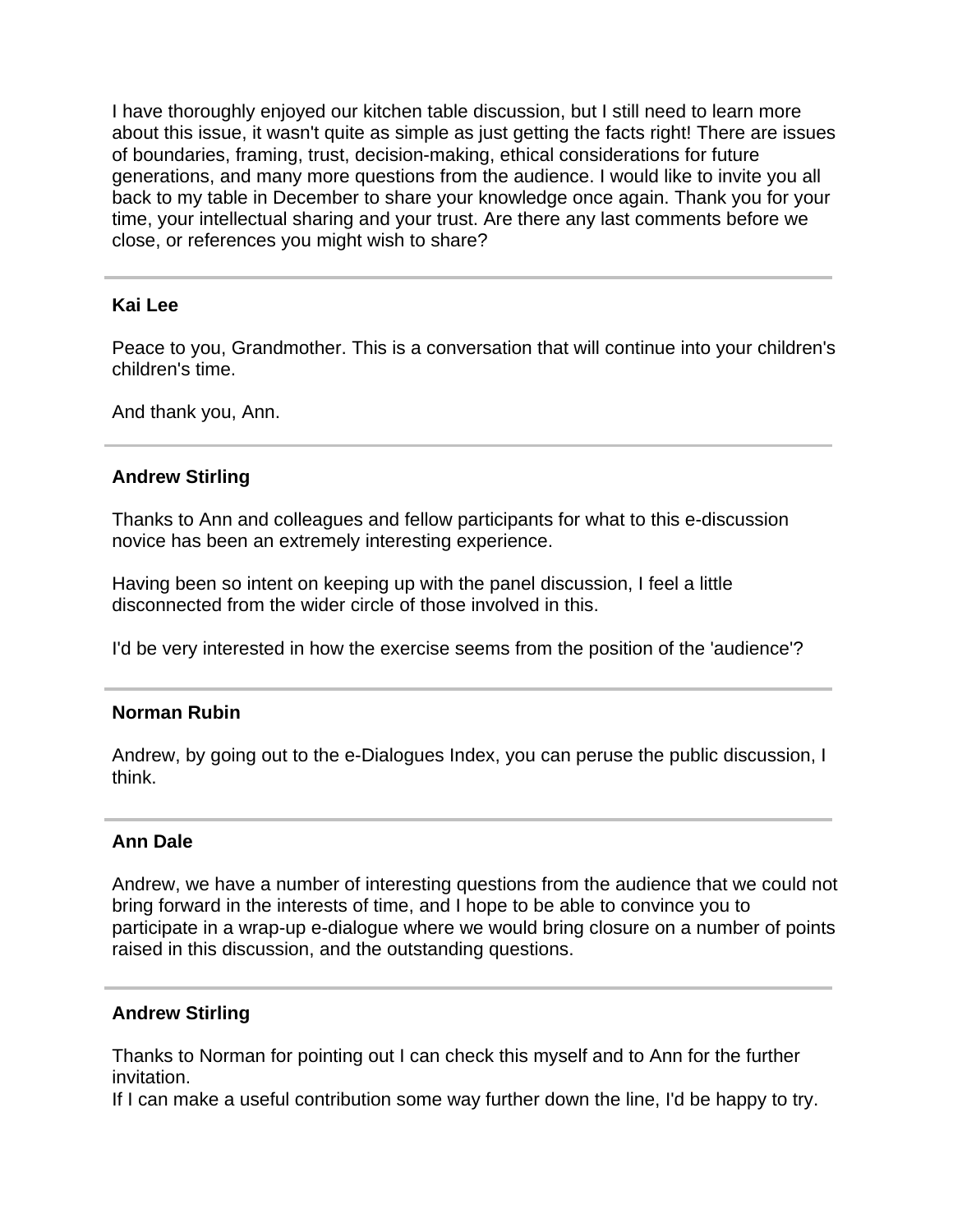I have thoroughly enjoyed our kitchen table discussion, but I still need to learn more about this issue, it wasn't quite as simple as just getting the facts right! There are issues of boundaries, framing, trust, decision-making, ethical considerations for future generations, and many more questions from the audience. I would like to invite you all back to my table in December to share your knowledge once again. Thank you for your time, your intellectual sharing and your trust. Are there any last comments before we close, or references you might wish to share?

---

**Kai Lee**

Peace to you, Grandmother. This is a conversation that will continue into your children's children's time.

And thank you, Ann.

---

**Andrew Stirling**

Thanks to Ann and colleagues and fellow participants for what to this e-discussion novice has been an extremely interesting experience.

Having been so intent on keeping up with the panel discussion, I feel a little disconnected from the wider circle of those involved in this.

I'd be very interested in how the exercise seems from the position of the 'audience'?

---

**Norman Rubin**

Andrew, by going out to the e-Dialogues Index, you can peruse the public discussion, I think.

---

**Ann Dale**

Andrew, we have a number of interesting questions from the audience that we could not bring forward in the interests of time, and I hope to be able to convince you to participate in a wrap-up e-dialogue where we would bring closure on a number of points raised in this discussion, and the outstanding questions.

---

**Andrew Stirling**

Thanks to Norman for pointing out I can check this myself and to Ann for the further invitation.
If I can make a useful contribution some way further down the line, I'd be happy to try.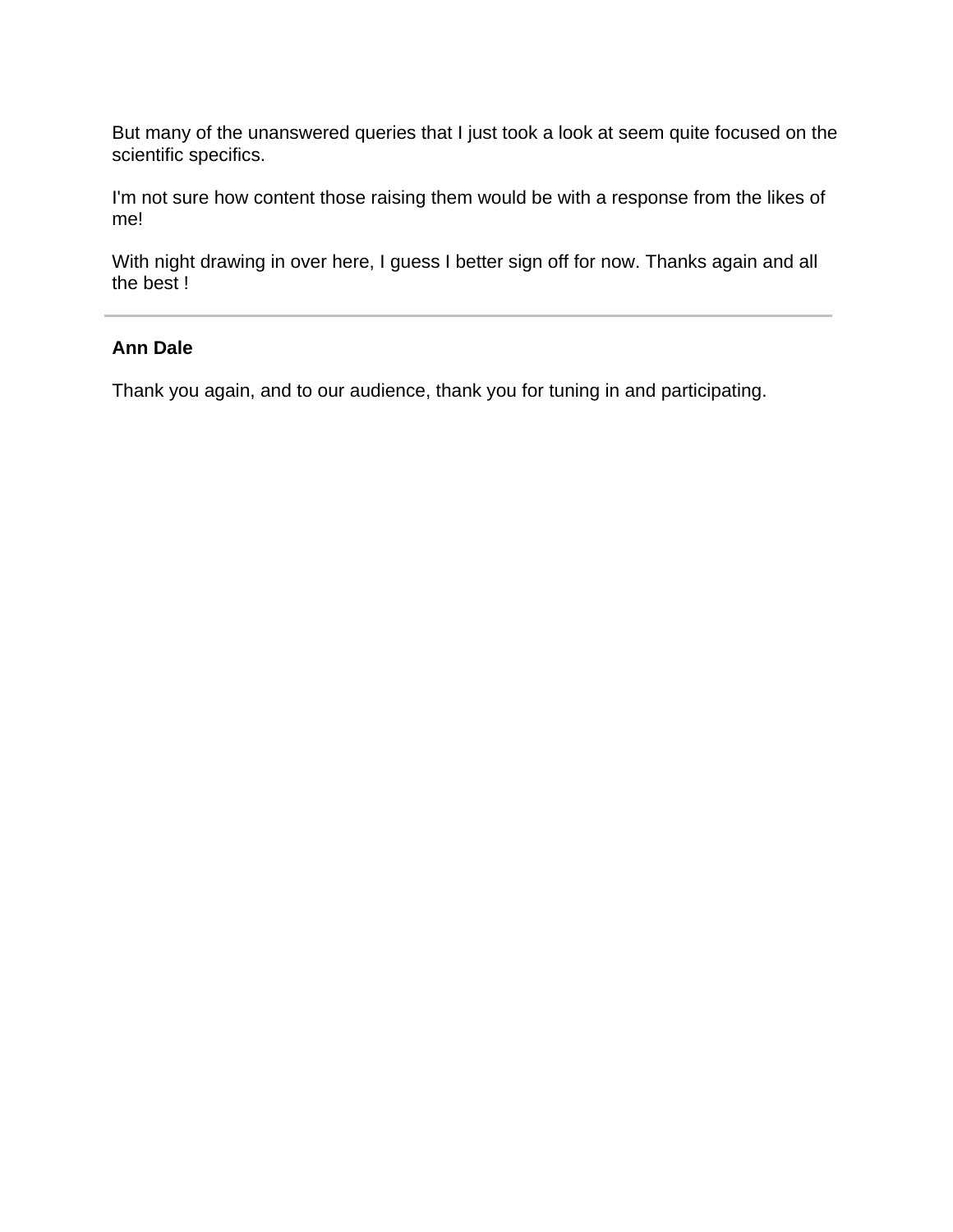But many of the unanswered queries that I just took a look at seem quite focused on the scientific specifics.

I'm not sure how content those raising them would be with a response from the likes of me!

With night drawing in over here, I guess I better sign off for now. Thanks again and all the best !

---

**Ann Dale**

Thank you again, and to our audience, thank you for tuning in and participating.